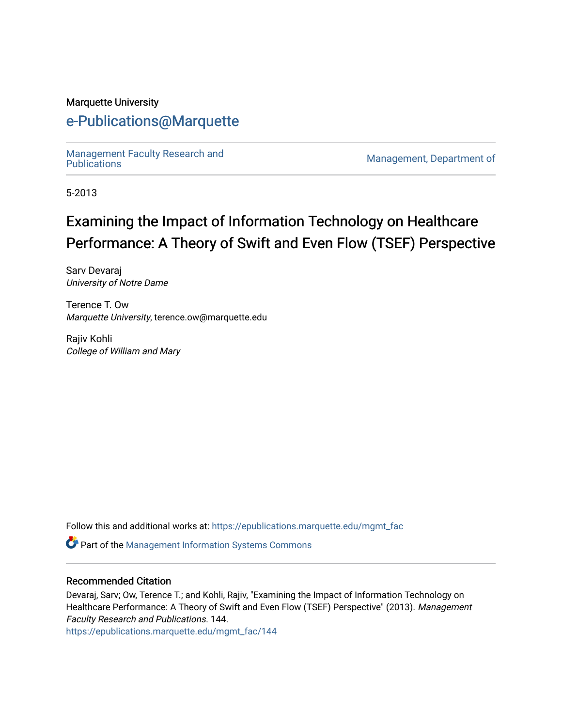Marquette University

# e-Publications@Marquette

Management Faculty Research and Publications | Management, Department of

5-2013

# Examining the Impact of Information Technology on Healthcare Performance: A Theory of Swift and Even Flow (TSEF) Perspective

Sarv Devaraj
*University of Notre Dame*

Terence T. Ow
*Marquette University*, terence.ow@marquette.edu

Rajiv Kohli
*College of William and Mary*

Follow this and additional works at: https://epublications.marquette.edu/mgmt_fac

Part of the Management Information Systems Commons

## Recommended Citation

Devaraj, Sarv; Ow, Terence T.; and Kohli, Rajiv, "Examining the Impact of Information Technology on Healthcare Performance: A Theory of Swift and Even Flow (TSEF) Perspective" (2013). *Management Faculty Research and Publications*. 144.
https://epublications.marquette.edu/mgmt_fac/144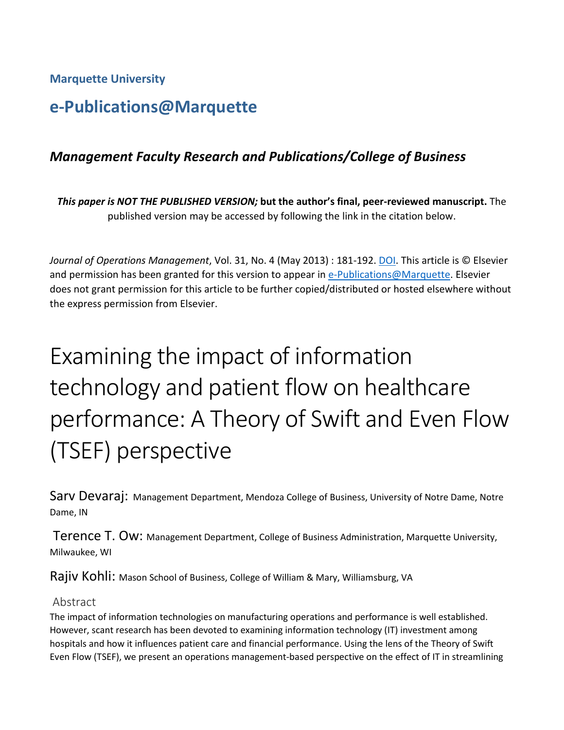**Marquette University**

## e-Publications@Marquette

### *Management Faculty Research and Publications/College of Business*

***This paper is NOT THE PUBLISHED VERSION;* but the author's final, peer-reviewed manuscript.** The published version may be accessed by following the link in the citation below.

*Journal of Operations Management*, Vol. 31, No. 4 (May 2013) : 181-192. DOI. This article is © Elsevier and permission has been granted for this version to appear in e-Publications@Marquette. Elsevier does not grant permission for this article to be further copied/distributed or hosted elsewhere without the express permission from Elsevier.

# Examining the impact of information technology and patient flow on healthcare performance: A Theory of Swift and Even Flow (TSEF) perspective

Sarv Devaraj: Management Department, Mendoza College of Business, University of Notre Dame, Notre Dame, IN

Terence T. Ow: Management Department, College of Business Administration, Marquette University, Milwaukee, WI

Rajiv Kohli: Mason School of Business, College of William & Mary, Williamsburg, VA

## Abstract

The impact of information technologies on manufacturing operations and performance is well established. However, scant research has been devoted to examining information technology (IT) investment among hospitals and how it influences patient care and financial performance. Using the lens of the Theory of Swift Even Flow (TSEF), we present an operations management-based perspective on the effect of IT in streamlining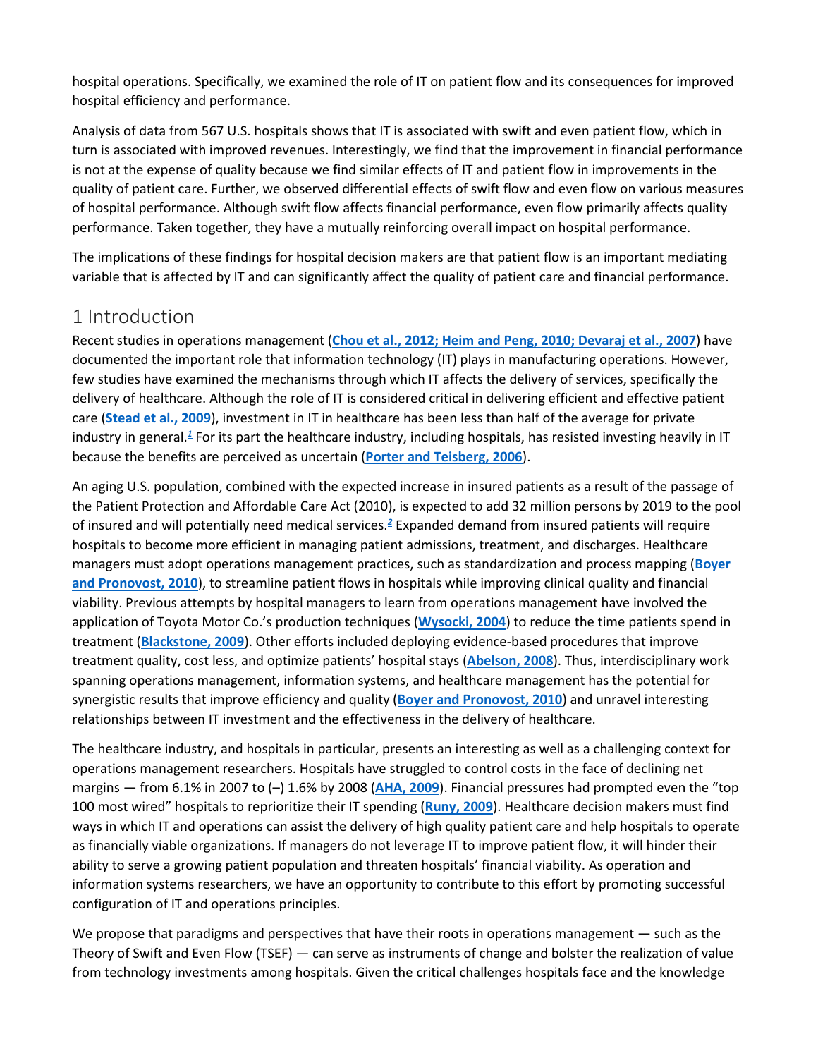hospital operations. Specifically, we examined the role of IT on patient flow and its consequences for improved hospital efficiency and performance.

Analysis of data from 567 U.S. hospitals shows that IT is associated with swift and even patient flow, which in turn is associated with improved revenues. Interestingly, we find that the improvement in financial performance is not at the expense of quality because we find similar effects of IT and patient flow in improvements in the quality of patient care. Further, we observed differential effects of swift flow and even flow on various measures of hospital performance. Although swift flow affects financial performance, even flow primarily affects quality performance. Taken together, they have a mutually reinforcing overall impact on hospital performance.

The implications of these findings for hospital decision makers are that patient flow is an important mediating variable that is affected by IT and can significantly affect the quality of patient care and financial performance.

## 1 Introduction

Recent studies in operations management (**Chou et al., 2012; Heim and Peng, 2010; Devaraj et al., 2007**) have documented the important role that information technology (IT) plays in manufacturing operations. However, few studies have examined the mechanisms through which IT affects the delivery of services, specifically the delivery of healthcare. Although the role of IT is considered critical in delivering efficient and effective patient care (**Stead et al., 2009**), investment in IT in healthcare has been less than half of the average for private industry in general.[1] For its part the healthcare industry, including hospitals, has resisted investing heavily in IT because the benefits are perceived as uncertain (**Porter and Teisberg, 2006**).

An aging U.S. population, combined with the expected increase in insured patients as a result of the passage of the Patient Protection and Affordable Care Act (2010), is expected to add 32 million persons by 2019 to the pool of insured and will potentially need medical services.[2] Expanded demand from insured patients will require hospitals to become more efficient in managing patient admissions, treatment, and discharges. Healthcare managers must adopt operations management practices, such as standardization and process mapping (**Boyer and Pronovost, 2010**), to streamline patient flows in hospitals while improving clinical quality and financial viability. Previous attempts by hospital managers to learn from operations management have involved the application of Toyota Motor Co.'s production techniques (**Wysocki, 2004**) to reduce the time patients spend in treatment (**Blackstone, 2009**). Other efforts included deploying evidence-based procedures that improve treatment quality, cost less, and optimize patients' hospital stays (**Abelson, 2008**). Thus, interdisciplinary work spanning operations management, information systems, and healthcare management has the potential for synergistic results that improve efficiency and quality (**Boyer and Pronovost, 2010**) and unravel interesting relationships between IT investment and the effectiveness in the delivery of healthcare.

The healthcare industry, and hospitals in particular, presents an interesting as well as a challenging context for operations management researchers. Hospitals have struggled to control costs in the face of declining net margins — from 6.1% in 2007 to (–) 1.6% by 2008 (**AHA, 2009**). Financial pressures had prompted even the "top 100 most wired" hospitals to reprioritize their IT spending (**Runy, 2009**). Healthcare decision makers must find ways in which IT and operations can assist the delivery of high quality patient care and help hospitals to operate as financially viable organizations. If managers do not leverage IT to improve patient flow, it will hinder their ability to serve a growing patient population and threaten hospitals' financial viability. As operation and information systems researchers, we have an opportunity to contribute to this effort by promoting successful configuration of IT and operations principles.

We propose that paradigms and perspectives that have their roots in operations management — such as the Theory of Swift and Even Flow (TSEF) — can serve as instruments of change and bolster the realization of value from technology investments among hospitals. Given the critical challenges hospitals face and the knowledge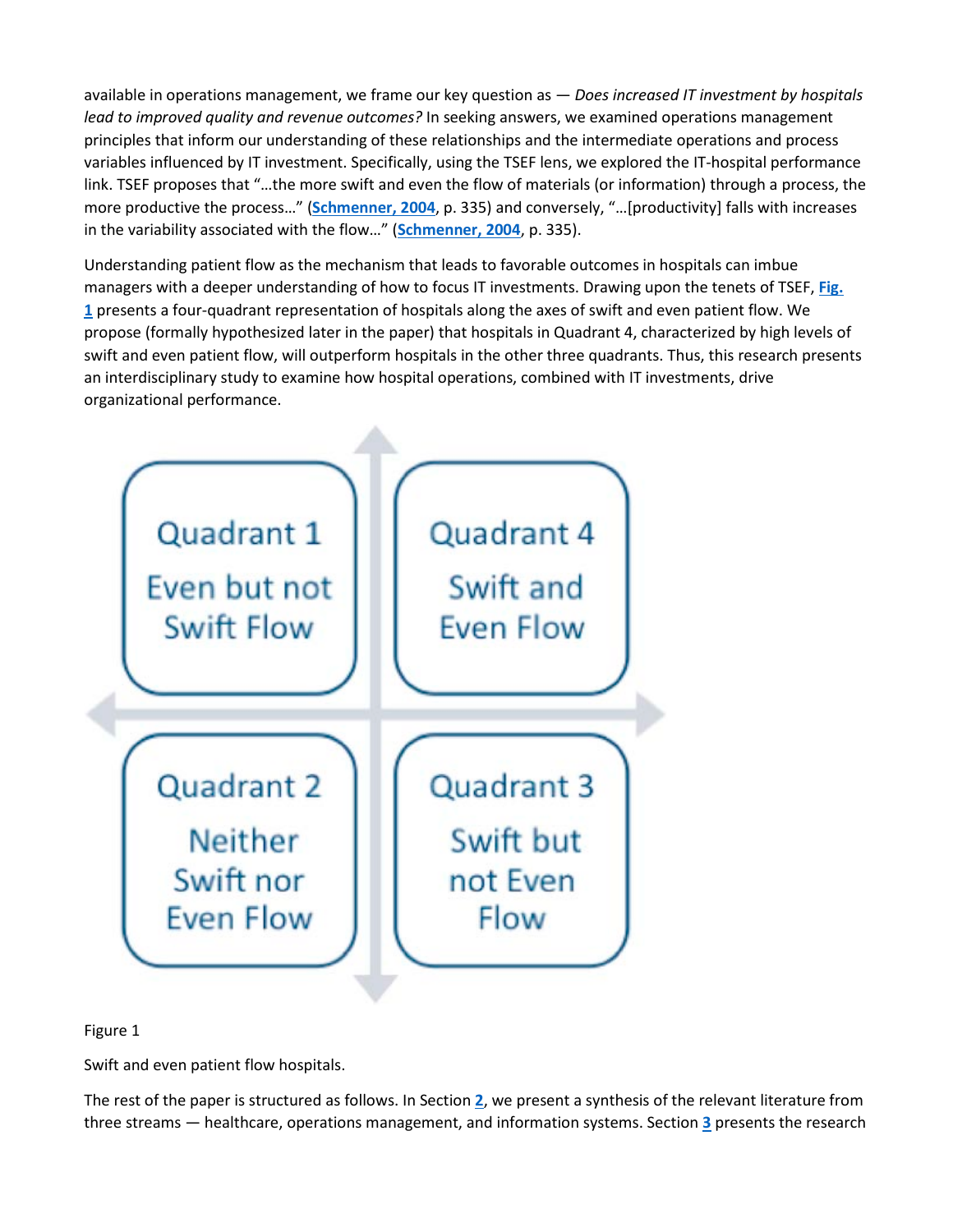available in operations management, we frame our key question as — *Does increased IT investment by hospitals lead to improved quality and revenue outcomes?* In seeking answers, we examined operations management principles that inform our understanding of these relationships and the intermediate operations and process variables influenced by IT investment. Specifically, using the TSEF lens, we explored the IT-hospital performance link. TSEF proposes that "…the more swift and even the flow of materials (or information) through a process, the more productive the process…" (**Schmenner, 2004**, p. 335) and conversely, "…[productivity] falls with increases in the variability associated with the flow…" (**Schmenner, 2004**, p. 335).

Understanding patient flow as the mechanism that leads to favorable outcomes in hospitals can imbue managers with a deeper understanding of how to focus IT investments. Drawing upon the tenets of TSEF, **Fig. 1** presents a four-quadrant representation of hospitals along the axes of swift and even patient flow. We propose (formally hypothesized later in the paper) that hospitals in Quadrant 4, characterized by high levels of swift and even patient flow, will outperform hospitals in the other three quadrants. Thus, this research presents an interdisciplinary study to examine how hospital operations, combined with IT investments, drive organizational performance.

| Quadrant 1: Even but not Swift Flow | Quadrant 4: Swift and Even Flow |
| --- | --- |
| **Quadrant 2: Neither Swift nor Even Flow** | **Quadrant 3: Swift but not Even Flow** |

Figure 1

Swift and even patient flow hospitals.

The rest of the paper is structured as follows. In Section **2**, we present a synthesis of the relevant literature from three streams — healthcare, operations management, and information systems. Section **3** presents the research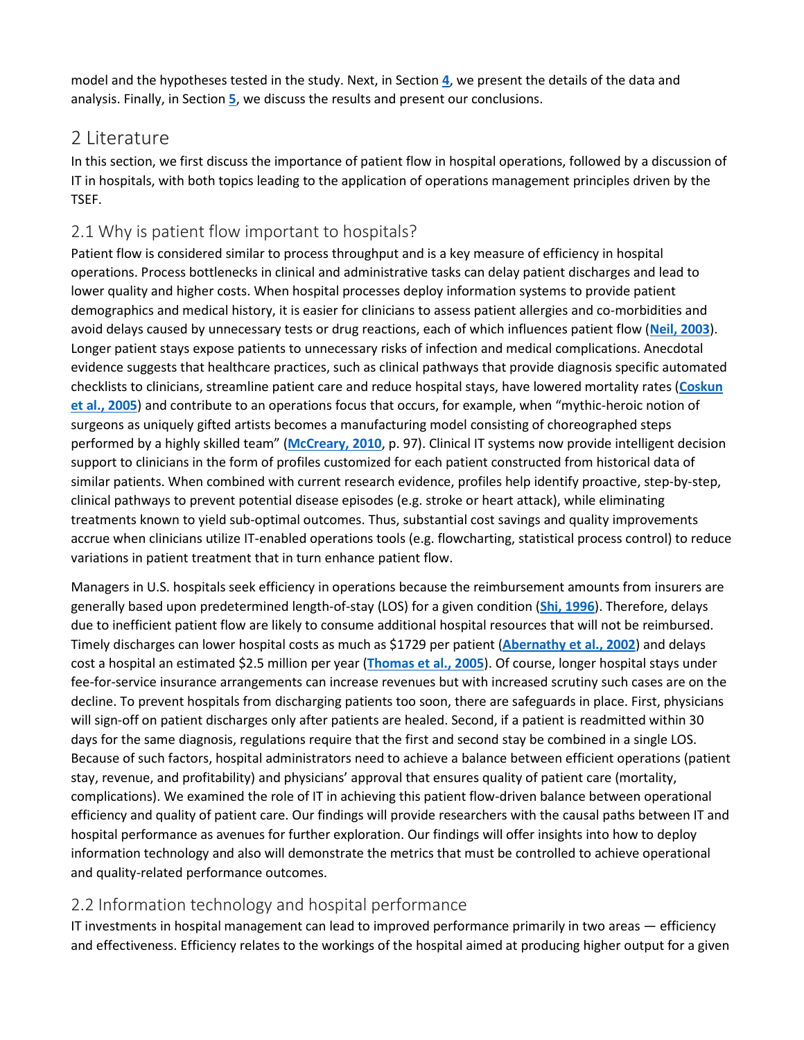model and the hypotheses tested in the study. Next, in Section 4, we present the details of the data and analysis. Finally, in Section 5, we discuss the results and present our conclusions.

## 2 Literature

In this section, we first discuss the importance of patient flow in hospital operations, followed by a discussion of IT in hospitals, with both topics leading to the application of operations management principles driven by the TSEF.

### 2.1 Why is patient flow important to hospitals?

Patient flow is considered similar to process throughput and is a key measure of efficiency in hospital operations. Process bottlenecks in clinical and administrative tasks can delay patient discharges and lead to lower quality and higher costs. When hospital processes deploy information systems to provide patient demographics and medical history, it is easier for clinicians to assess patient allergies and co-morbidities and avoid delays caused by unnecessary tests or drug reactions, each of which influences patient flow (Neil, 2003). Longer patient stays expose patients to unnecessary risks of infection and medical complications. Anecdotal evidence suggests that healthcare practices, such as clinical pathways that provide diagnosis specific automated checklists to clinicians, streamline patient care and reduce hospital stays, have lowered mortality rates (Coskun et al., 2005) and contribute to an operations focus that occurs, for example, when "mythic-heroic notion of surgeons as uniquely gifted artists becomes a manufacturing model consisting of choreographed steps performed by a highly skilled team" (McCreary, 2010, p. 97). Clinical IT systems now provide intelligent decision support to clinicians in the form of profiles customized for each patient constructed from historical data of similar patients. When combined with current research evidence, profiles help identify proactive, step-by-step, clinical pathways to prevent potential disease episodes (e.g. stroke or heart attack), while eliminating treatments known to yield sub-optimal outcomes. Thus, substantial cost savings and quality improvements accrue when clinicians utilize IT-enabled operations tools (e.g. flowcharting, statistical process control) to reduce variations in patient treatment that in turn enhance patient flow.

Managers in U.S. hospitals seek efficiency in operations because the reimbursement amounts from insurers are generally based upon predetermined length-of-stay (LOS) for a given condition (Shi, 1996). Therefore, delays due to inefficient patient flow are likely to consume additional hospital resources that will not be reimbursed. Timely discharges can lower hospital costs as much as $1729 per patient (Abernathy et al., 2002) and delays cost a hospital an estimated $2.5 million per year (Thomas et al., 2005). Of course, longer hospital stays under fee-for-service insurance arrangements can increase revenues but with increased scrutiny such cases are on the decline. To prevent hospitals from discharging patients too soon, there are safeguards in place. First, physicians will sign-off on patient discharges only after patients are healed. Second, if a patient is readmitted within 30 days for the same diagnosis, regulations require that the first and second stay be combined in a single LOS. Because of such factors, hospital administrators need to achieve a balance between efficient operations (patient stay, revenue, and profitability) and physicians' approval that ensures quality of patient care (mortality, complications). We examined the role of IT in achieving this patient flow-driven balance between operational efficiency and quality of patient care. Our findings will provide researchers with the causal paths between IT and hospital performance as avenues for further exploration. Our findings will offer insights into how to deploy information technology and also will demonstrate the metrics that must be controlled to achieve operational and quality-related performance outcomes.

### 2.2 Information technology and hospital performance

IT investments in hospital management can lead to improved performance primarily in two areas — efficiency and effectiveness. Efficiency relates to the workings of the hospital aimed at producing higher output for a given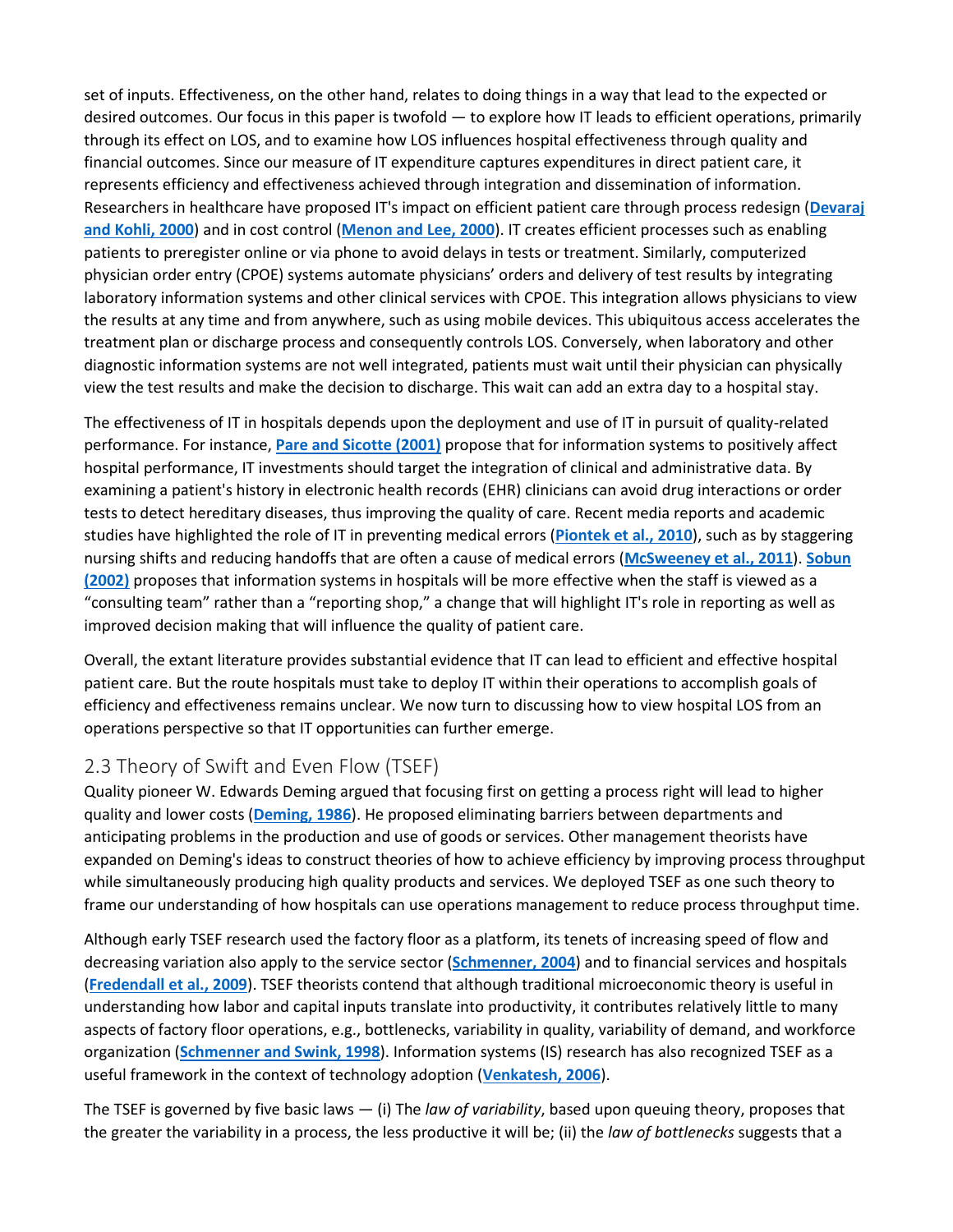set of inputs. Effectiveness, on the other hand, relates to doing things in a way that lead to the expected or desired outcomes. Our focus in this paper is twofold — to explore how IT leads to efficient operations, primarily through its effect on LOS, and to examine how LOS influences hospital effectiveness through quality and financial outcomes. Since our measure of IT expenditure captures expenditures in direct patient care, it represents efficiency and effectiveness achieved through integration and dissemination of information. Researchers in healthcare have proposed IT's impact on efficient patient care through process redesign (**Devaraj and Kohli, 2000**) and in cost control (**Menon and Lee, 2000**). IT creates efficient processes such as enabling patients to preregister online or via phone to avoid delays in tests or treatment. Similarly, computerized physician order entry (CPOE) systems automate physicians' orders and delivery of test results by integrating laboratory information systems and other clinical services with CPOE. This integration allows physicians to view the results at any time and from anywhere, such as using mobile devices. This ubiquitous access accelerates the treatment plan or discharge process and consequently controls LOS. Conversely, when laboratory and other diagnostic information systems are not well integrated, patients must wait until their physician can physically view the test results and make the decision to discharge. This wait can add an extra day to a hospital stay.

The effectiveness of IT in hospitals depends upon the deployment and use of IT in pursuit of quality-related performance. For instance, **Pare and Sicotte (2001)** propose that for information systems to positively affect hospital performance, IT investments should target the integration of clinical and administrative data. By examining a patient's history in electronic health records (EHR) clinicians can avoid drug interactions or order tests to detect hereditary diseases, thus improving the quality of care. Recent media reports and academic studies have highlighted the role of IT in preventing medical errors (**Piontek et al., 2010**), such as by staggering nursing shifts and reducing handoffs that are often a cause of medical errors (**McSweeney et al., 2011**). **Sobun (2002)** proposes that information systems in hospitals will be more effective when the staff is viewed as a "consulting team" rather than a "reporting shop," a change that will highlight IT's role in reporting as well as improved decision making that will influence the quality of patient care.

Overall, the extant literature provides substantial evidence that IT can lead to efficient and effective hospital patient care. But the route hospitals must take to deploy IT within their operations to accomplish goals of efficiency and effectiveness remains unclear. We now turn to discussing how to view hospital LOS from an operations perspective so that IT opportunities can further emerge.

## 2.3 Theory of Swift and Even Flow (TSEF)

Quality pioneer W. Edwards Deming argued that focusing first on getting a process right will lead to higher quality and lower costs (**Deming, 1986**). He proposed eliminating barriers between departments and anticipating problems in the production and use of goods or services. Other management theorists have expanded on Deming's ideas to construct theories of how to achieve efficiency by improving process throughput while simultaneously producing high quality products and services. We deployed TSEF as one such theory to frame our understanding of how hospitals can use operations management to reduce process throughput time.

Although early TSEF research used the factory floor as a platform, its tenets of increasing speed of flow and decreasing variation also apply to the service sector (**Schmenner, 2004**) and to financial services and hospitals (**Fredendall et al., 2009**). TSEF theorists contend that although traditional microeconomic theory is useful in understanding how labor and capital inputs translate into productivity, it contributes relatively little to many aspects of factory floor operations, e.g., bottlenecks, variability in quality, variability of demand, and workforce organization (**Schmenner and Swink, 1998**). Information systems (IS) research has also recognized TSEF as a useful framework in the context of technology adoption (**Venkatesh, 2006**).

The TSEF is governed by five basic laws — (i) The *law of variability*, based upon queuing theory, proposes that the greater the variability in a process, the less productive it will be; (ii) the *law of bottlenecks* suggests that a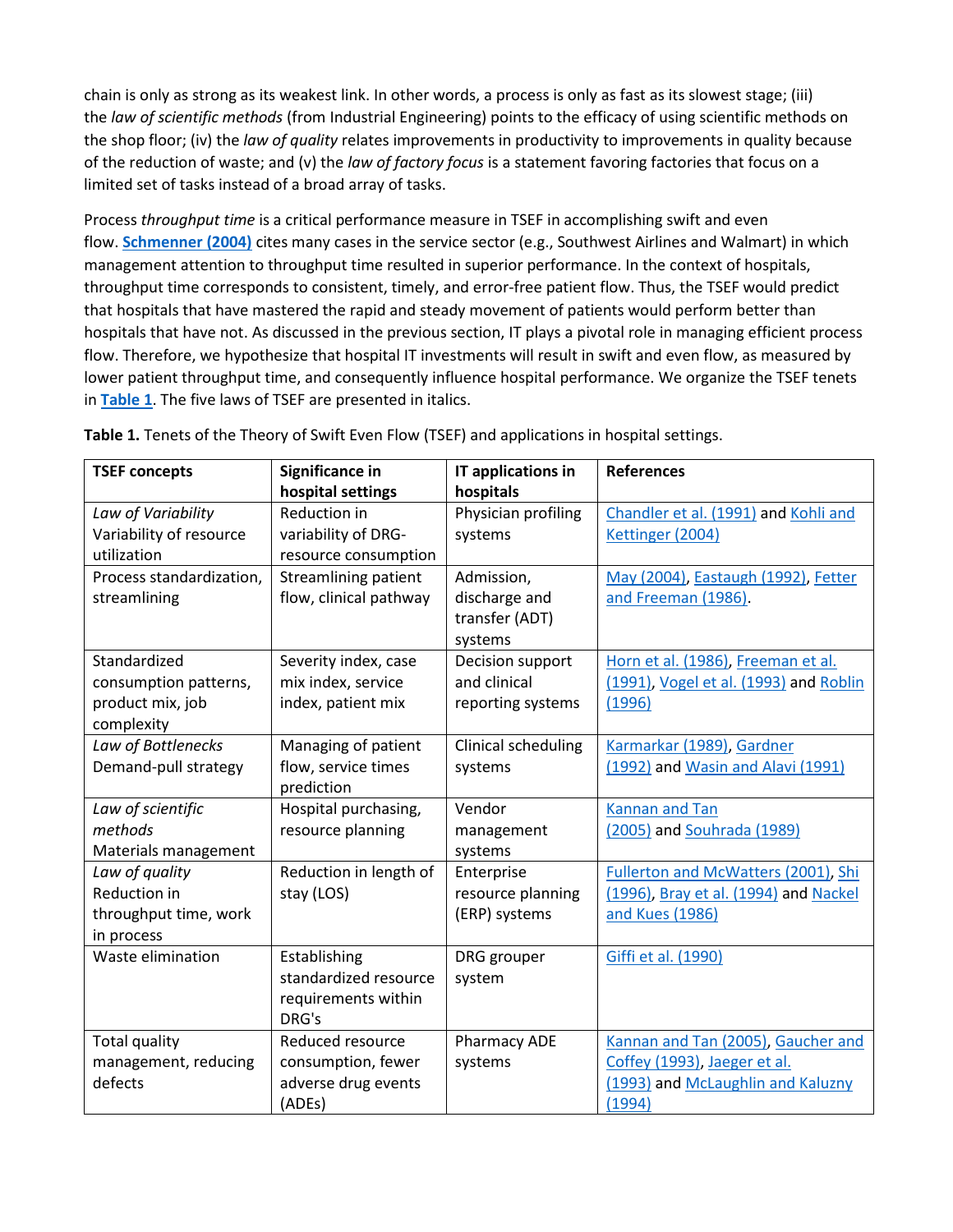chain is only as strong as its weakest link. In other words, a process is only as fast as its slowest stage; (iii) the *law of scientific methods* (from Industrial Engineering) points to the efficacy of using scientific methods on the shop floor; (iv) the *law of quality* relates improvements in productivity to improvements in quality because of the reduction of waste; and (v) the *law of factory focus* is a statement favoring factories that focus on a limited set of tasks instead of a broad array of tasks.

Process *throughput time* is a critical performance measure in TSEF in accomplishing swift and even flow. **Schmenner (2004)** cites many cases in the service sector (e.g., Southwest Airlines and Walmart) in which management attention to throughput time resulted in superior performance. In the context of hospitals, throughput time corresponds to consistent, timely, and error-free patient flow. Thus, the TSEF would predict that hospitals that have mastered the rapid and steady movement of patients would perform better than hospitals that have not. As discussed in the previous section, IT plays a pivotal role in managing efficient process flow. Therefore, we hypothesize that hospital IT investments will result in swift and even flow, as measured by lower patient throughput time, and consequently influence hospital performance. We organize the TSEF tenets in **Table 1**. The five laws of TSEF are presented in italics.

**Table 1.** Tenets of the Theory of Swift Even Flow (TSEF) and applications in hospital settings.

| TSEF concepts | Significance in hospital settings | IT applications in hospitals | References |
|---|---|---|---|
| *Law of Variability* Variability of resource utilization | Reduction in variability of DRG-resource consumption | Physician profiling systems | Chandler et al. (1991) and Kohli and Kettinger (2004) |
| Process standardization, streamlining | Streamlining patient flow, clinical pathway | Admission, discharge and transfer (ADT) systems | May (2004), Eastaugh (1992), Fetter and Freeman (1986). |
| Standardized consumption patterns, product mix, job complexity | Severity index, case mix index, service index, patient mix | Decision support and clinical reporting systems | Horn et al. (1986), Freeman et al. (1991), Vogel et al. (1993) and Roblin (1996) |
| *Law of Bottlenecks* Demand-pull strategy | Managing of patient flow, service times prediction | Clinical scheduling systems | Karmarkar (1989), Gardner (1992) and Wasin and Alavi (1991) |
| *Law of scientific methods* Materials management | Hospital purchasing, resource planning | Vendor management systems | Kannan and Tan (2005) and Souhrada (1989) |
| *Law of quality* Reduction in throughput time, work in process | Reduction in length of stay (LOS) | Enterprise resource planning (ERP) systems | Fullerton and McWatters (2001), Shi (1996), Bray et al. (1994) and Nackel and Kues (1986) |
| Waste elimination | Establishing standardized resource requirements within DRG's | DRG grouper system | Giffi et al. (1990) |
| Total quality management, reducing defects | Reduced resource consumption, fewer adverse drug events (ADEs) | Pharmacy ADE systems | Kannan and Tan (2005), Gaucher and Coffey (1993), Jaeger et al. (1993) and McLaughlin and Kaluzny (1994) |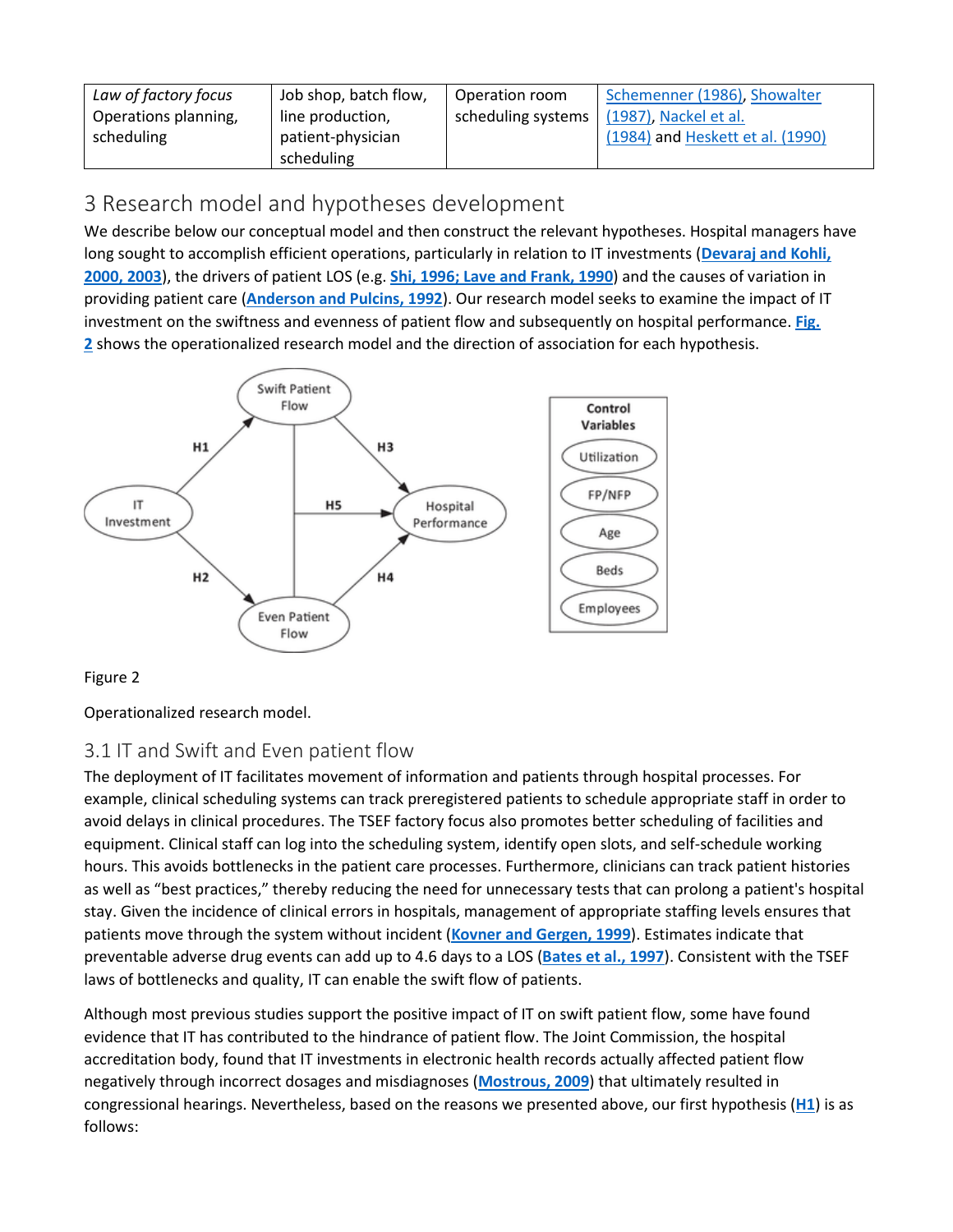| *Law of factory focus* Operations planning, scheduling | Job shop, batch flow, line production, patient-physician scheduling | Operation room scheduling systems | Schemenner (1986), Showalter (1987), Nackel et al. (1984) and Heskett et al. (1990) |
|---|---|---|---|

## 3 Research model and hypotheses development

We describe below our conceptual model and then construct the relevant hypotheses. Hospital managers have long sought to accomplish efficient operations, particularly in relation to IT investments (**Devaraj and Kohli, 2000, 2003**), the drivers of patient LOS (e.g. **Shi, 1996; Lave and Frank, 1990**) and the causes of variation in providing patient care (**Anderson and Pulcins, 1992**). Our research model seeks to examine the impact of IT investment on the swiftness and evenness of patient flow and subsequently on hospital performance. **Fig. 2** shows the operationalized research model and the direction of association for each hypothesis.

Figure 2

Operationalized research model.

### 3.1 IT and Swift and Even patient flow

The deployment of IT facilitates movement of information and patients through hospital processes. For example, clinical scheduling systems can track preregistered patients to schedule appropriate staff in order to avoid delays in clinical procedures. The TSEF factory focus also promotes better scheduling of facilities and equipment. Clinical staff can log into the scheduling system, identify open slots, and self-schedule working hours. This avoids bottlenecks in the patient care processes. Furthermore, clinicians can track patient histories as well as "best practices," thereby reducing the need for unnecessary tests that can prolong a patient's hospital stay. Given the incidence of clinical errors in hospitals, management of appropriate staffing levels ensures that patients move through the system without incident (**Kovner and Gergen, 1999**). Estimates indicate that preventable adverse drug events can add up to 4.6 days to a LOS (**Bates et al., 1997**). Consistent with the TSEF laws of bottlenecks and quality, IT can enable the swift flow of patients.

Although most previous studies support the positive impact of IT on swift patient flow, some have found evidence that IT has contributed to the hindrance of patient flow. The Joint Commission, the hospital accreditation body, found that IT investments in electronic health records actually affected patient flow negatively through incorrect dosages and misdiagnoses (**Mostrous, 2009**) that ultimately resulted in congressional hearings. Nevertheless, based on the reasons we presented above, our first hypothesis (**H1**) is as follows: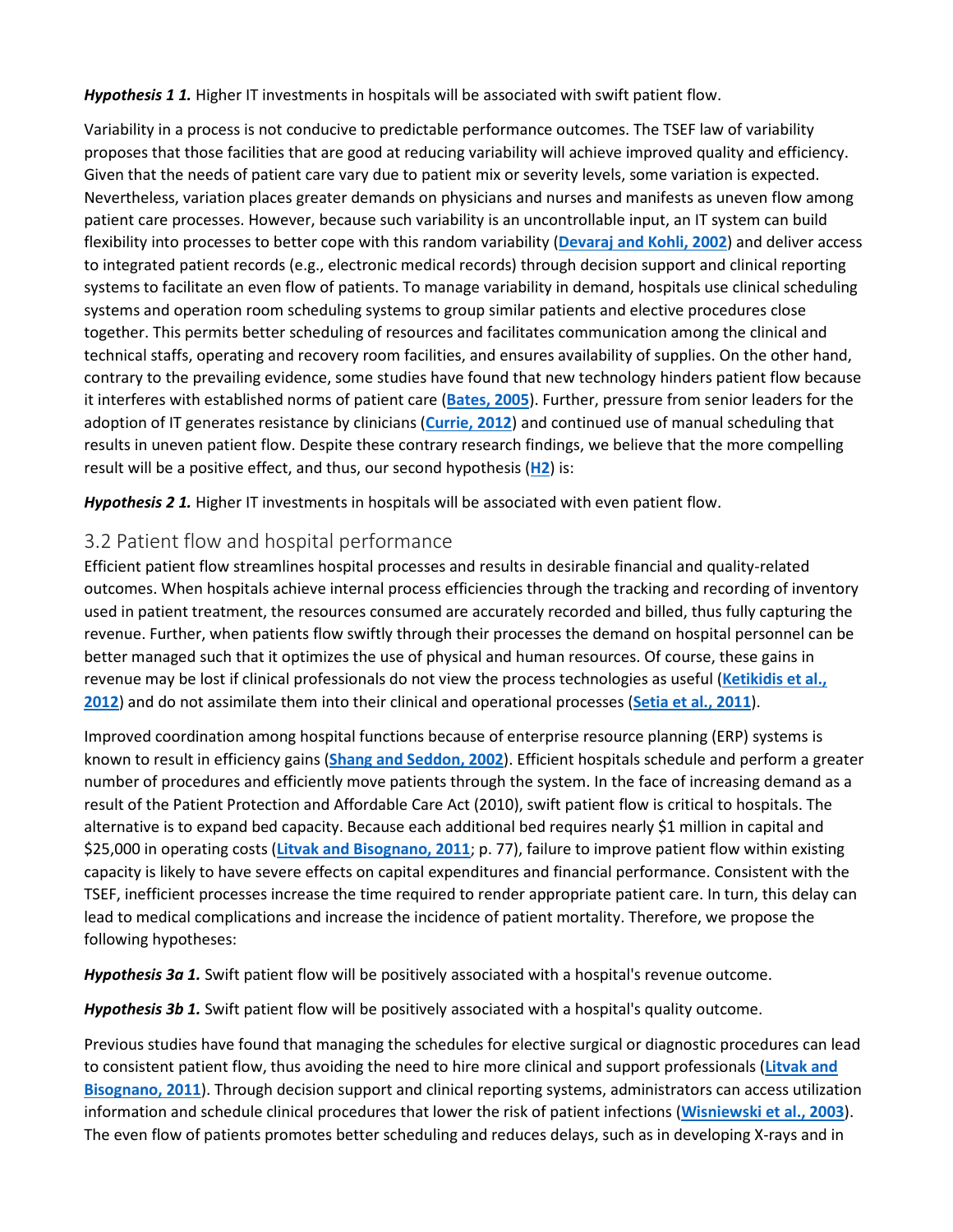***Hypothesis 1 1.*** Higher IT investments in hospitals will be associated with swift patient flow.

Variability in a process is not conducive to predictable performance outcomes. The TSEF law of variability proposes that those facilities that are good at reducing variability will achieve improved quality and efficiency. Given that the needs of patient care vary due to patient mix or severity levels, some variation is expected. Nevertheless, variation places greater demands on physicians and nurses and manifests as uneven flow among patient care processes. However, because such variability is an uncontrollable input, an IT system can build flexibility into processes to better cope with this random variability (**Devaraj and Kohli, 2002**) and deliver access to integrated patient records (e.g., electronic medical records) through decision support and clinical reporting systems to facilitate an even flow of patients. To manage variability in demand, hospitals use clinical scheduling systems and operation room scheduling systems to group similar patients and elective procedures close together. This permits better scheduling of resources and facilitates communication among the clinical and technical staffs, operating and recovery room facilities, and ensures availability of supplies. On the other hand, contrary to the prevailing evidence, some studies have found that new technology hinders patient flow because it interferes with established norms of patient care (**Bates, 2005**). Further, pressure from senior leaders for the adoption of IT generates resistance by clinicians (**Currie, 2012**) and continued use of manual scheduling that results in uneven patient flow. Despite these contrary research findings, we believe that the more compelling result will be a positive effect, and thus, our second hypothesis (**H2**) is:

***Hypothesis 2 1.*** Higher IT investments in hospitals will be associated with even patient flow.

## 3.2 Patient flow and hospital performance

Efficient patient flow streamlines hospital processes and results in desirable financial and quality-related outcomes. When hospitals achieve internal process efficiencies through the tracking and recording of inventory used in patient treatment, the resources consumed are accurately recorded and billed, thus fully capturing the revenue. Further, when patients flow swiftly through their processes the demand on hospital personnel can be better managed such that it optimizes the use of physical and human resources. Of course, these gains in revenue may be lost if clinical professionals do not view the process technologies as useful (**Ketikidis et al., 2012**) and do not assimilate them into their clinical and operational processes (**Setia et al., 2011**).

Improved coordination among hospital functions because of enterprise resource planning (ERP) systems is known to result in efficiency gains (**Shang and Seddon, 2002**). Efficient hospitals schedule and perform a greater number of procedures and efficiently move patients through the system. In the face of increasing demand as a result of the Patient Protection and Affordable Care Act (2010), swift patient flow is critical to hospitals. The alternative is to expand bed capacity. Because each additional bed requires nearly $1 million in capital and $25,000 in operating costs (**Litvak and Bisognano, 2011**; p. 77), failure to improve patient flow within existing capacity is likely to have severe effects on capital expenditures and financial performance. Consistent with the TSEF, inefficient processes increase the time required to render appropriate patient care. In turn, this delay can lead to medical complications and increase the incidence of patient mortality. Therefore, we propose the following hypotheses:

***Hypothesis 3a 1.*** Swift patient flow will be positively associated with a hospital's revenue outcome.

***Hypothesis 3b 1.*** Swift patient flow will be positively associated with a hospital's quality outcome.

Previous studies have found that managing the schedules for elective surgical or diagnostic procedures can lead to consistent patient flow, thus avoiding the need to hire more clinical and support professionals (**Litvak and Bisognano, 2011**). Through decision support and clinical reporting systems, administrators can access utilization information and schedule clinical procedures that lower the risk of patient infections (**Wisniewski et al., 2003**). The even flow of patients promotes better scheduling and reduces delays, such as in developing X-rays and in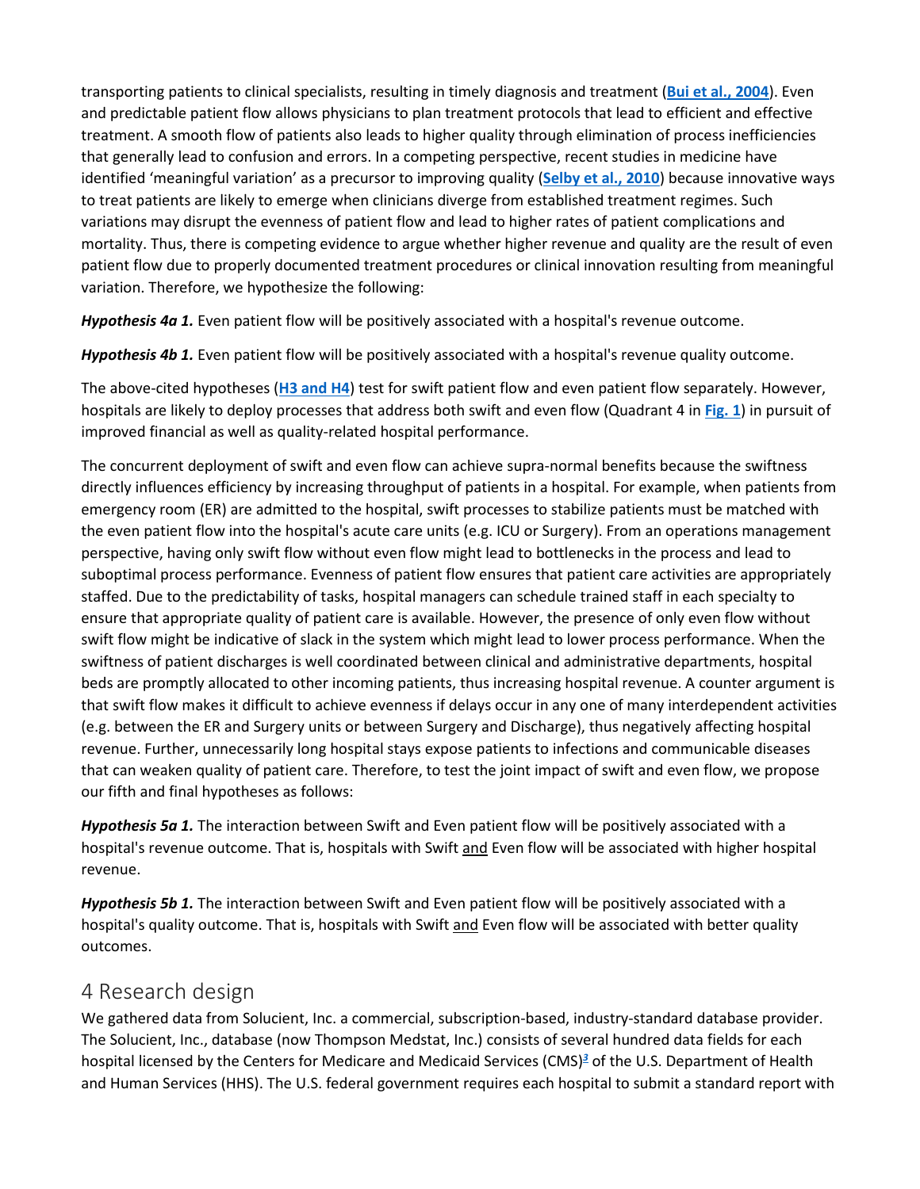transporting patients to clinical specialists, resulting in timely diagnosis and treatment (Bui et al., 2004). Even and predictable patient flow allows physicians to plan treatment protocols that lead to efficient and effective treatment. A smooth flow of patients also leads to higher quality through elimination of process inefficiencies that generally lead to confusion and errors. In a competing perspective, recent studies in medicine have identified 'meaningful variation' as a precursor to improving quality (Selby et al., 2010) because innovative ways to treat patients are likely to emerge when clinicians diverge from established treatment regimes. Such variations may disrupt the evenness of patient flow and lead to higher rates of patient complications and mortality. Thus, there is competing evidence to argue whether higher revenue and quality are the result of even patient flow due to properly documented treatment procedures or clinical innovation resulting from meaningful variation. Therefore, we hypothesize the following:

***Hypothesis 4a 1.*** Even patient flow will be positively associated with a hospital's revenue outcome.

***Hypothesis 4b 1.*** Even patient flow will be positively associated with a hospital's revenue quality outcome.

The above-cited hypotheses (H3 and H4) test for swift patient flow and even patient flow separately. However, hospitals are likely to deploy processes that address both swift and even flow (Quadrant 4 in Fig. 1) in pursuit of improved financial as well as quality-related hospital performance.

The concurrent deployment of swift and even flow can achieve supra-normal benefits because the swiftness directly influences efficiency by increasing throughput of patients in a hospital. For example, when patients from emergency room (ER) are admitted to the hospital, swift processes to stabilize patients must be matched with the even patient flow into the hospital's acute care units (e.g. ICU or Surgery). From an operations management perspective, having only swift flow without even flow might lead to bottlenecks in the process and lead to suboptimal process performance. Evenness of patient flow ensures that patient care activities are appropriately staffed. Due to the predictability of tasks, hospital managers can schedule trained staff in each specialty to ensure that appropriate quality of patient care is available. However, the presence of only even flow without swift flow might be indicative of slack in the system which might lead to lower process performance. When the swiftness of patient discharges is well coordinated between clinical and administrative departments, hospital beds are promptly allocated to other incoming patients, thus increasing hospital revenue. A counter argument is that swift flow makes it difficult to achieve evenness if delays occur in any one of many interdependent activities (e.g. between the ER and Surgery units or between Surgery and Discharge), thus negatively affecting hospital revenue. Further, unnecessarily long hospital stays expose patients to infections and communicable diseases that can weaken quality of patient care. Therefore, to test the joint impact of swift and even flow, we propose our fifth and final hypotheses as follows:

***Hypothesis 5a 1.*** The interaction between Swift and Even patient flow will be positively associated with a hospital's revenue outcome. That is, hospitals with Swift and Even flow will be associated with higher hospital revenue.

***Hypothesis 5b 1.*** The interaction between Swift and Even patient flow will be positively associated with a hospital's quality outcome. That is, hospitals with Swift and Even flow will be associated with better quality outcomes.

## 4 Research design

We gathered data from Solucient, Inc. a commercial, subscription-based, industry-standard database provider. The Solucient, Inc., database (now Thompson Medstat, Inc.) consists of several hundred data fields for each hospital licensed by the Centers for Medicare and Medicaid Services (CMS)[3] of the U.S. Department of Health and Human Services (HHS). The U.S. federal government requires each hospital to submit a standard report with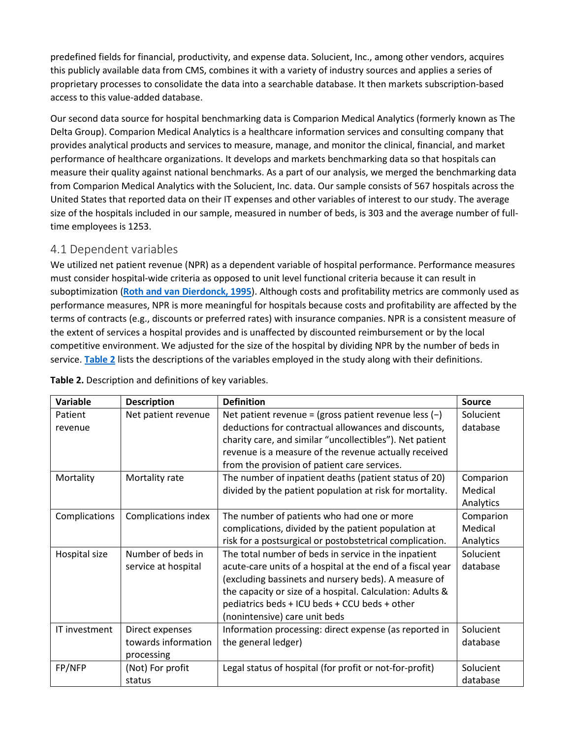predefined fields for financial, productivity, and expense data. Solucient, Inc., among other vendors, acquires this publicly available data from CMS, combines it with a variety of industry sources and applies a series of proprietary processes to consolidate the data into a searchable database. It then markets subscription-based access to this value-added database.

Our second data source for hospital benchmarking data is Comparion Medical Analytics (formerly known as The Delta Group). Comparion Medical Analytics is a healthcare information services and consulting company that provides analytical products and services to measure, manage, and monitor the clinical, financial, and market performance of healthcare organizations. It develops and markets benchmarking data so that hospitals can measure their quality against national benchmarks. As a part of our analysis, we merged the benchmarking data from Comparion Medical Analytics with the Solucient, Inc. data. Our sample consists of 567 hospitals across the United States that reported data on their IT expenses and other variables of interest to our study. The average size of the hospitals included in our sample, measured in number of beds, is 303 and the average number of full-time employees is 1253.

## 4.1 Dependent variables

We utilized net patient revenue (NPR) as a dependent variable of hospital performance. Performance measures must consider hospital-wide criteria as opposed to unit level functional criteria because it can result in suboptimization (**Roth and van Dierdonck, 1995**). Although costs and profitability metrics are commonly used as performance measures, NPR is more meaningful for hospitals because costs and profitability are affected by the terms of contracts (e.g., discounts or preferred rates) with insurance companies. NPR is a consistent measure of the extent of services a hospital provides and is unaffected by discounted reimbursement or by the local competitive environment. We adjusted for the size of the hospital by dividing NPR by the number of beds in service. **Table 2** lists the descriptions of the variables employed in the study along with their definitions.

**Table 2.** Description and definitions of key variables.

| Variable | Description | Definition | Source |
|---|---|---|---|
| Patient revenue | Net patient revenue | Net patient revenue = (gross patient revenue less (−) deductions for contractual allowances and discounts, charity care, and similar "uncollectibles"). Net patient revenue is a measure of the revenue actually received from the provision of patient care services. | Solucient database |
| Mortality | Mortality rate | The number of inpatient deaths (patient status of 20) divided by the patient population at risk for mortality. | Comparion Medical Analytics |
| Complications | Complications index | The number of patients who had one or more complications, divided by the patient population at risk for a postsurgical or postobstetrical complication. | Comparion Medical Analytics |
| Hospital size | Number of beds in service at hospital | The total number of beds in service in the inpatient acute-care units of a hospital at the end of a fiscal year (excluding bassinets and nursery beds). A measure of the capacity or size of a hospital. Calculation: Adults & pediatrics beds + ICU beds + CCU beds + other (nonintensive) care unit beds | Solucient database |
| IT investment | Direct expenses towards information processing | Information processing: direct expense (as reported in the general ledger) | Solucient database |
| FP/NFP | (Not) For profit status | Legal status of hospital (for profit or not-for-profit) | Solucient database |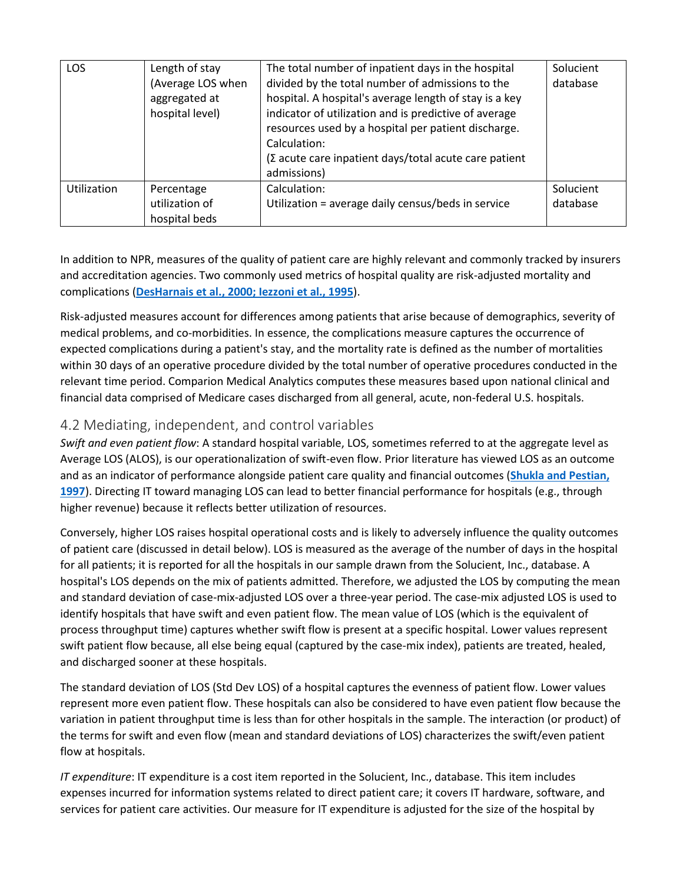| | | | |
|---|---|---|---|
| LOS | Length of stay (Average LOS when aggregated at hospital level) | The total number of inpatient days in the hospital divided by the total number of admissions to the hospital. A hospital's average length of stay is a key indicator of utilization and is predictive of average resources used by a hospital per patient discharge. Calculation: (Σ acute care inpatient days/total acute care patient admissions) | Solucient database |
| Utilization | Percentage utilization of hospital beds | Calculation: Utilization = average daily census/beds in service | Solucient database |

In addition to NPR, measures of the quality of patient care are highly relevant and commonly tracked by insurers and accreditation agencies. Two commonly used metrics of hospital quality are risk-adjusted mortality and complications (**DesHarnais et al., 2000; Iezzoni et al., 1995**).

Risk-adjusted measures account for differences among patients that arise because of demographics, severity of medical problems, and co-morbidities. In essence, the complications measure captures the occurrence of expected complications during a patient's stay, and the mortality rate is defined as the number of mortalities within 30 days of an operative procedure divided by the total number of operative procedures conducted in the relevant time period. Comparion Medical Analytics computes these measures based upon national clinical and financial data comprised of Medicare cases discharged from all general, acute, non-federal U.S. hospitals.

## 4.2 Mediating, independent, and control variables

*Swift and even patient flow*: A standard hospital variable, LOS, sometimes referred to at the aggregate level as Average LOS (ALOS), is our operationalization of swift-even flow. Prior literature has viewed LOS as an outcome and as an indicator of performance alongside patient care quality and financial outcomes (**Shukla and Pestian, 1997**). Directing IT toward managing LOS can lead to better financial performance for hospitals (e.g., through higher revenue) because it reflects better utilization of resources.

Conversely, higher LOS raises hospital operational costs and is likely to adversely influence the quality outcomes of patient care (discussed in detail below). LOS is measured as the average of the number of days in the hospital for all patients; it is reported for all the hospitals in our sample drawn from the Solucient, Inc., database. A hospital's LOS depends on the mix of patients admitted. Therefore, we adjusted the LOS by computing the mean and standard deviation of case-mix-adjusted LOS over a three-year period. The case-mix adjusted LOS is used to identify hospitals that have swift and even patient flow. The mean value of LOS (which is the equivalent of process throughput time) captures whether swift flow is present at a specific hospital. Lower values represent swift patient flow because, all else being equal (captured by the case-mix index), patients are treated, healed, and discharged sooner at these hospitals.

The standard deviation of LOS (Std Dev LOS) of a hospital captures the evenness of patient flow. Lower values represent more even patient flow. These hospitals can also be considered to have even patient flow because the variation in patient throughput time is less than for other hospitals in the sample. The interaction (or product) of the terms for swift and even flow (mean and standard deviations of LOS) characterizes the swift/even patient flow at hospitals.

*IT expenditure*: IT expenditure is a cost item reported in the Solucient, Inc., database. This item includes expenses incurred for information systems related to direct patient care; it covers IT hardware, software, and services for patient care activities. Our measure for IT expenditure is adjusted for the size of the hospital by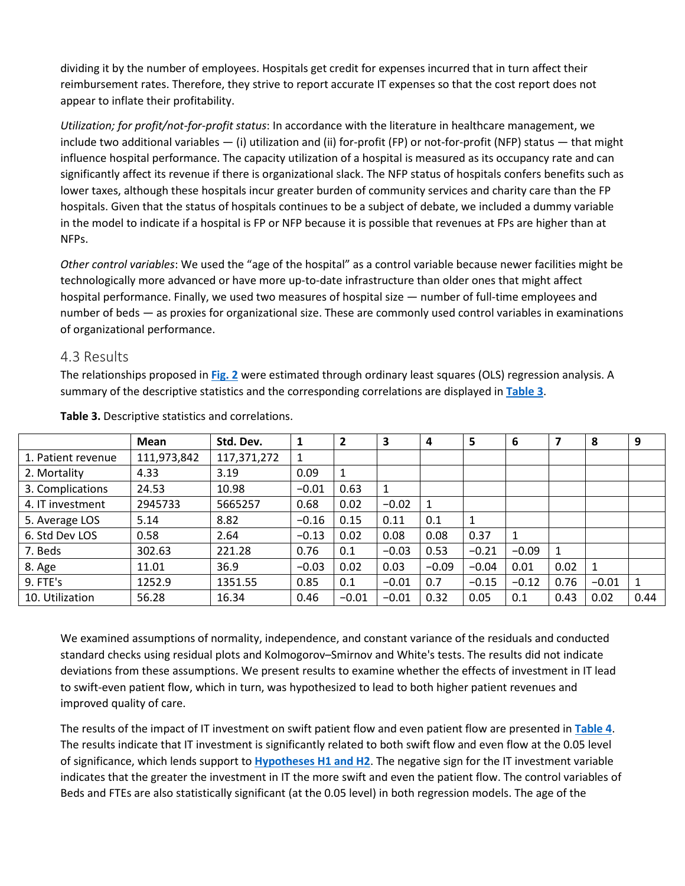dividing it by the number of employees. Hospitals get credit for expenses incurred that in turn affect their reimbursement rates. Therefore, they strive to report accurate IT expenses so that the cost report does not appear to inflate their profitability.

*Utilization; for profit/not-for-profit status*: In accordance with the literature in healthcare management, we include two additional variables — (i) utilization and (ii) for-profit (FP) or not-for-profit (NFP) status — that might influence hospital performance. The capacity utilization of a hospital is measured as its occupancy rate and can significantly affect its revenue if there is organizational slack. The NFP status of hospitals confers benefits such as lower taxes, although these hospitals incur greater burden of community services and charity care than the FP hospitals. Given that the status of hospitals continues to be a subject of debate, we included a dummy variable in the model to indicate if a hospital is FP or NFP because it is possible that revenues at FPs are higher than at NFPs.

*Other control variables*: We used the "age of the hospital" as a control variable because newer facilities might be technologically more advanced or have more up-to-date infrastructure than older ones that might affect hospital performance. Finally, we used two measures of hospital size — number of full-time employees and number of beds — as proxies for organizational size. These are commonly used control variables in examinations of organizational performance.

## 4.3 Results

The relationships proposed in **Fig. 2** were estimated through ordinary least squares (OLS) regression analysis. A summary of the descriptive statistics and the corresponding correlations are displayed in **Table 3**.

**Table 3.** Descriptive statistics and correlations.

| | Mean | Std. Dev. | 1 | 2 | 3 | 4 | 5 | 6 | 7 | 8 | 9 |
|---|---|---|---|---|---|---|---|---|---|---|---|
| 1. Patient revenue | 111,973,842 | 117,371,272 | 1 | | | | | | | | |
| 2. Mortality | 4.33 | 3.19 | 0.09 | 1 | | | | | | | |
| 3. Complications | 24.53 | 10.98 | −0.01 | 0.63 | 1 | | | | | | |
| 4. IT investment | 2945733 | 5665257 | 0.68 | 0.02 | −0.02 | 1 | | | | | |
| 5. Average LOS | 5.14 | 8.82 | −0.16 | 0.15 | 0.11 | 0.1 | 1 | | | | |
| 6. Std Dev LOS | 0.58 | 2.64 | −0.13 | 0.02 | 0.08 | 0.08 | 0.37 | 1 | | | |
| 7. Beds | 302.63 | 221.28 | 0.76 | 0.1 | −0.03 | 0.53 | −0.21 | −0.09 | 1 | | |
| 8. Age | 11.01 | 36.9 | −0.03 | 0.02 | 0.03 | −0.09 | −0.04 | 0.01 | 0.02 | 1 | |
| 9. FTE's | 1252.9 | 1351.55 | 0.85 | 0.1 | −0.01 | 0.7 | −0.15 | −0.12 | 0.76 | −0.01 | 1 |
| 10. Utilization | 56.28 | 16.34 | 0.46 | −0.01 | −0.01 | 0.32 | 0.05 | 0.1 | 0.43 | 0.02 | 0.44 |

We examined assumptions of normality, independence, and constant variance of the residuals and conducted standard checks using residual plots and Kolmogorov–Smirnov and White's tests. The results did not indicate deviations from these assumptions. We present results to examine whether the effects of investment in IT lead to swift-even patient flow, which in turn, was hypothesized to lead to both higher patient revenues and improved quality of care.

The results of the impact of IT investment on swift patient flow and even patient flow are presented in **Table 4**. The results indicate that IT investment is significantly related to both swift flow and even flow at the 0.05 level of significance, which lends support to **Hypotheses H1 and H2**. The negative sign for the IT investment variable indicates that the greater the investment in IT the more swift and even the patient flow. The control variables of Beds and FTEs are also statistically significant (at the 0.05 level) in both regression models. The age of the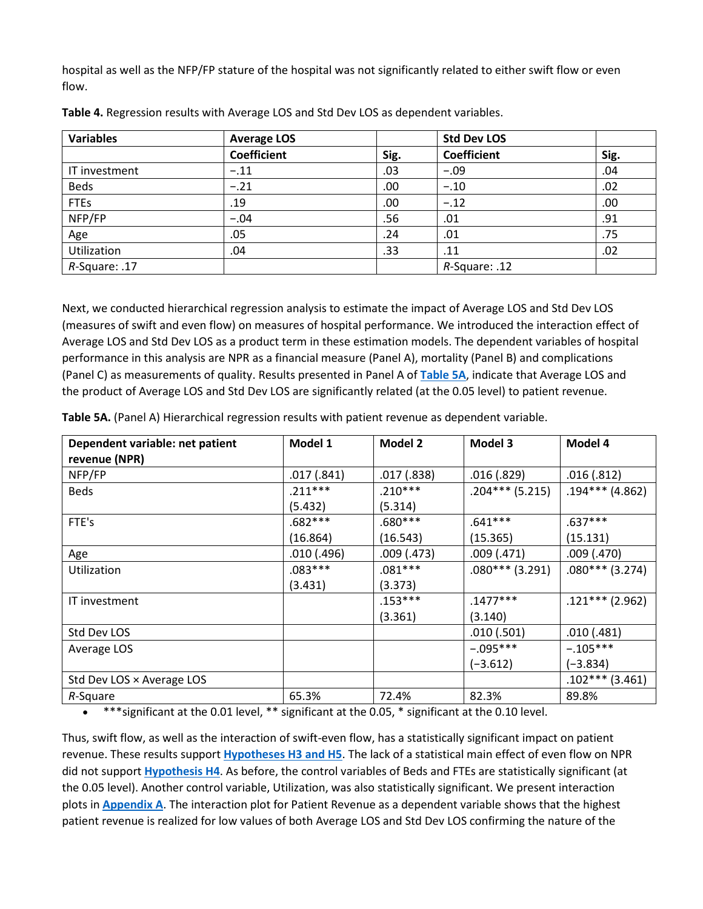hospital as well as the NFP/FP stature of the hospital was not significantly related to either swift flow or even flow.

**Table 4.** Regression results with Average LOS and Std Dev LOS as dependent variables.

| Variables | Average LOS | | Std Dev LOS | |
|---|---|---|---|---|
| | Coefficient | Sig. | Coefficient | Sig. |
| IT investment | −.11 | .03 | −.09 | .04 |
| Beds | −.21 | .00 | −.10 | .02 |
| FTEs | .19 | .00 | −.12 | .00 |
| NFP/FP | −.04 | .56 | .01 | .91 |
| Age | .05 | .24 | .01 | .75 |
| Utilization | .04 | .33 | .11 | .02 |
| *R*-Square: .17 | | | *R*-Square: .12 | |

Next, we conducted hierarchical regression analysis to estimate the impact of Average LOS and Std Dev LOS (measures of swift and even flow) on measures of hospital performance. We introduced the interaction effect of Average LOS and Std Dev LOS as a product term in these estimation models. The dependent variables of hospital performance in this analysis are NPR as a financial measure (Panel A), mortality (Panel B) and complications (Panel C) as measurements of quality. Results presented in Panel A of **Table 5A**, indicate that Average LOS and the product of Average LOS and Std Dev LOS are significantly related (at the 0.05 level) to patient revenue.

**Table 5A.** (Panel A) Hierarchical regression results with patient revenue as dependent variable.

| Dependent variable: net patient revenue (NPR) | Model 1 | Model 2 | Model 3 | Model 4 |
|---|---|---|---|---|
| NFP/FP | .017 (.841) | .017 (.838) | .016 (.829) | .016 (.812) |
| Beds | .211*** (5.432) | .210*** (5.314) | .204*** (5.215) | .194*** (4.862) |
| FTE's | .682*** (16.864) | .680*** (16.543) | .641*** (15.365) | .637*** (15.131) |
| Age | .010 (.496) | .009 (.473) | .009 (.471) | .009 (.470) |
| Utilization | .083*** (3.431) | .081*** (3.373) | .080*** (3.291) | .080*** (3.274) |
| IT investment | | .153*** (3.361) | .1477*** (3.140) | .121*** (2.962) |
| Std Dev LOS | | | .010 (.501) | .010 (.481) |
| Average LOS | | | −.095*** (−3.612) | −.105*** (−3.834) |
| Std Dev LOS × Average LOS | | | | .102*** (3.461) |
| *R*-Square | 65.3% | 72.4% | 82.3% | 89.8% |

- ***significant at the 0.01 level, ** significant at the 0.05, * significant at the 0.10 level.

Thus, swift flow, as well as the interaction of swift-even flow, has a statistically significant impact on patient revenue. These results support **Hypotheses H3 and H5**. The lack of a statistical main effect of even flow on NPR did not support **Hypothesis H4**. As before, the control variables of Beds and FTEs are statistically significant (at the 0.05 level). Another control variable, Utilization, was also statistically significant. We present interaction plots in **Appendix A**. The interaction plot for Patient Revenue as a dependent variable shows that the highest patient revenue is realized for low values of both Average LOS and Std Dev LOS confirming the nature of the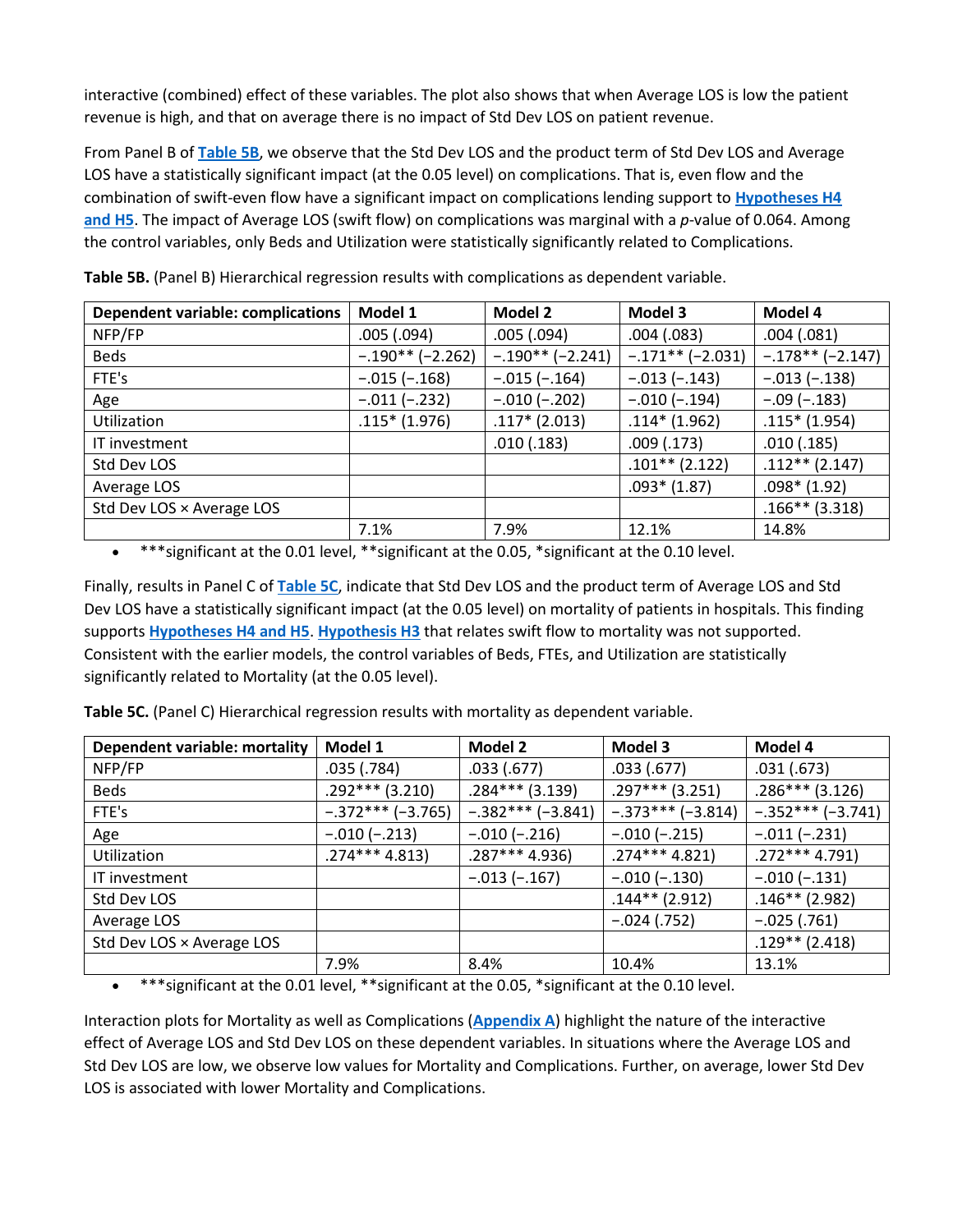interactive (combined) effect of these variables. The plot also shows that when Average LOS is low the patient revenue is high, and that on average there is no impact of Std Dev LOS on patient revenue.

From Panel B of Table 5B, we observe that the Std Dev LOS and the product term of Std Dev LOS and Average LOS have a statistically significant impact (at the 0.05 level) on complications. That is, even flow and the combination of swift-even flow have a significant impact on complications lending support to Hypotheses H4 and H5. The impact of Average LOS (swift flow) on complications was marginal with a *p*-value of 0.064. Among the control variables, only Beds and Utilization were statistically significantly related to Complications.

**Table 5B.** (Panel B) Hierarchical regression results with complications as dependent variable.

| Dependent variable: complications | Model 1 | Model 2 | Model 3 | Model 4 |
|---|---|---|---|---|
| NFP/FP | .005 (.094) | .005 (.094) | .004 (.083) | .004 (.081) |
| Beds | −.190** (−2.262) | −.190** (−2.241) | −.171** (−2.031) | −.178** (−2.147) |
| FTE's | −.015 (−.168) | −.015 (−.164) | −.013 (−.143) | −.013 (−.138) |
| Age | −.011 (−.232) | −.010 (−.202) | −.010 (−.194) | −.09 (−.183) |
| Utilization | .115* (1.976) | .117* (2.013) | .114* (1.962) | .115* (1.954) |
| IT investment | | .010 (.183) | .009 (.173) | .010 (.185) |
| Std Dev LOS | | | .101** (2.122) | .112** (2.147) |
| Average LOS | | | .093* (1.87) | .098* (1.92) |
| Std Dev LOS × Average LOS | | | | .166** (3.318) |
| | 7.1% | 7.9% | 12.1% | 14.8% |

- ***significant at the 0.01 level, **significant at the 0.05, *significant at the 0.10 level.

Finally, results in Panel C of Table 5C, indicate that Std Dev LOS and the product term of Average LOS and Std Dev LOS have a statistically significant impact (at the 0.05 level) on mortality of patients in hospitals. This finding supports Hypotheses H4 and H5. Hypothesis H3 that relates swift flow to mortality was not supported. Consistent with the earlier models, the control variables of Beds, FTEs, and Utilization are statistically significantly related to Mortality (at the 0.05 level).

**Table 5C.** (Panel C) Hierarchical regression results with mortality as dependent variable.

| Dependent variable: mortality | Model 1 | Model 2 | Model 3 | Model 4 |
|---|---|---|---|---|
| NFP/FP | .035 (.784) | .033 (.677) | .033 (.677) | .031 (.673) |
| Beds | .292*** (3.210) | .284*** (3.139) | .297*** (3.251) | .286*** (3.126) |
| FTE's | −.372*** (−3.765) | −.382*** (−3.841) | −.373*** (−3.814) | −.352*** (−3.741) |
| Age | −.010 (−.213) | −.010 (−.216) | −.010 (−.215) | −.011 (−.231) |
| Utilization | .274*** 4.813) | .287*** 4.936) | .274*** 4.821) | .272*** 4.791) |
| IT investment | | −.013 (−.167) | −.010 (−.130) | −.010 (−.131) |
| Std Dev LOS | | | .144** (2.912) | .146** (2.982) |
| Average LOS | | | −.024 (.752) | −.025 (.761) |
| Std Dev LOS × Average LOS | | | | .129** (2.418) |
| | 7.9% | 8.4% | 10.4% | 13.1% |

- ***significant at the 0.01 level, **significant at the 0.05, *significant at the 0.10 level.

Interaction plots for Mortality as well as Complications (Appendix A) highlight the nature of the interactive effect of Average LOS and Std Dev LOS on these dependent variables. In situations where the Average LOS and Std Dev LOS are low, we observe low values for Mortality and Complications. Further, on average, lower Std Dev LOS is associated with lower Mortality and Complications.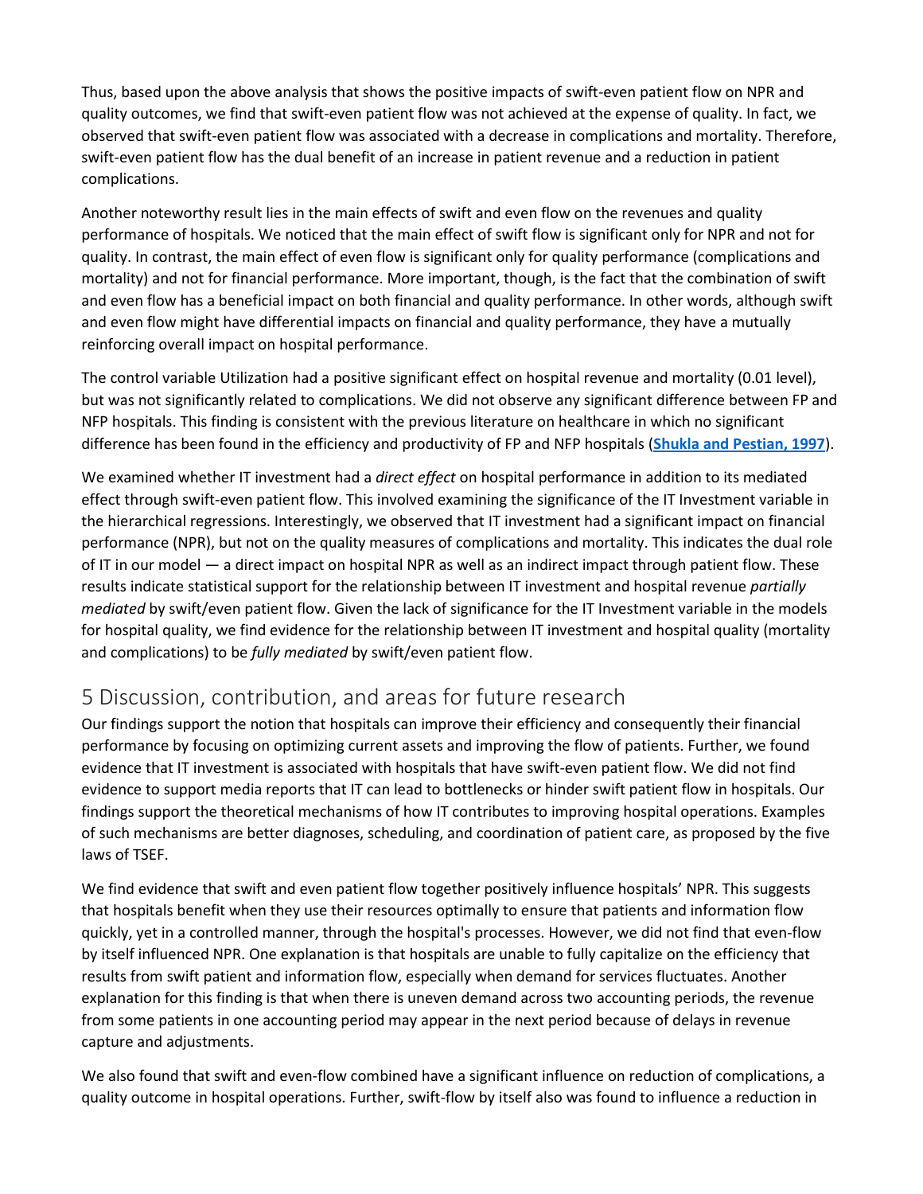Thus, based upon the above analysis that shows the positive impacts of swift-even patient flow on NPR and quality outcomes, we find that swift-even patient flow was not achieved at the expense of quality. In fact, we observed that swift-even patient flow was associated with a decrease in complications and mortality. Therefore, swift-even patient flow has the dual benefit of an increase in patient revenue and a reduction in patient complications.

Another noteworthy result lies in the main effects of swift and even flow on the revenues and quality performance of hospitals. We noticed that the main effect of swift flow is significant only for NPR and not for quality. In contrast, the main effect of even flow is significant only for quality performance (complications and mortality) and not for financial performance. More important, though, is the fact that the combination of swift and even flow has a beneficial impact on both financial and quality performance. In other words, although swift and even flow might have differential impacts on financial and quality performance, they have a mutually reinforcing overall impact on hospital performance.

The control variable Utilization had a positive significant effect on hospital revenue and mortality (0.01 level), but was not significantly related to complications. We did not observe any significant difference between FP and NFP hospitals. This finding is consistent with the previous literature on healthcare in which no significant difference has been found in the efficiency and productivity of FP and NFP hospitals (**Shukla and Pestian, 1997**).

We examined whether IT investment had a *direct effect* on hospital performance in addition to its mediated effect through swift-even patient flow. This involved examining the significance of the IT Investment variable in the hierarchical regressions. Interestingly, we observed that IT investment had a significant impact on financial performance (NPR), but not on the quality measures of complications and mortality. This indicates the dual role of IT in our model — a direct impact on hospital NPR as well as an indirect impact through patient flow. These results indicate statistical support for the relationship between IT investment and hospital revenue *partially mediated* by swift/even patient flow. Given the lack of significance for the IT Investment variable in the models for hospital quality, we find evidence for the relationship between IT investment and hospital quality (mortality and complications) to be *fully mediated* by swift/even patient flow.

## 5 Discussion, contribution, and areas for future research

Our findings support the notion that hospitals can improve their efficiency and consequently their financial performance by focusing on optimizing current assets and improving the flow of patients. Further, we found evidence that IT investment is associated with hospitals that have swift-even patient flow. We did not find evidence to support media reports that IT can lead to bottlenecks or hinder swift patient flow in hospitals. Our findings support the theoretical mechanisms of how IT contributes to improving hospital operations. Examples of such mechanisms are better diagnoses, scheduling, and coordination of patient care, as proposed by the five laws of TSEF.

We find evidence that swift and even patient flow together positively influence hospitals' NPR. This suggests that hospitals benefit when they use their resources optimally to ensure that patients and information flow quickly, yet in a controlled manner, through the hospital's processes. However, we did not find that even-flow by itself influenced NPR. One explanation is that hospitals are unable to fully capitalize on the efficiency that results from swift patient and information flow, especially when demand for services fluctuates. Another explanation for this finding is that when there is uneven demand across two accounting periods, the revenue from some patients in one accounting period may appear in the next period because of delays in revenue capture and adjustments.

We also found that swift and even-flow combined have a significant influence on reduction of complications, a quality outcome in hospital operations. Further, swift-flow by itself also was found to influence a reduction in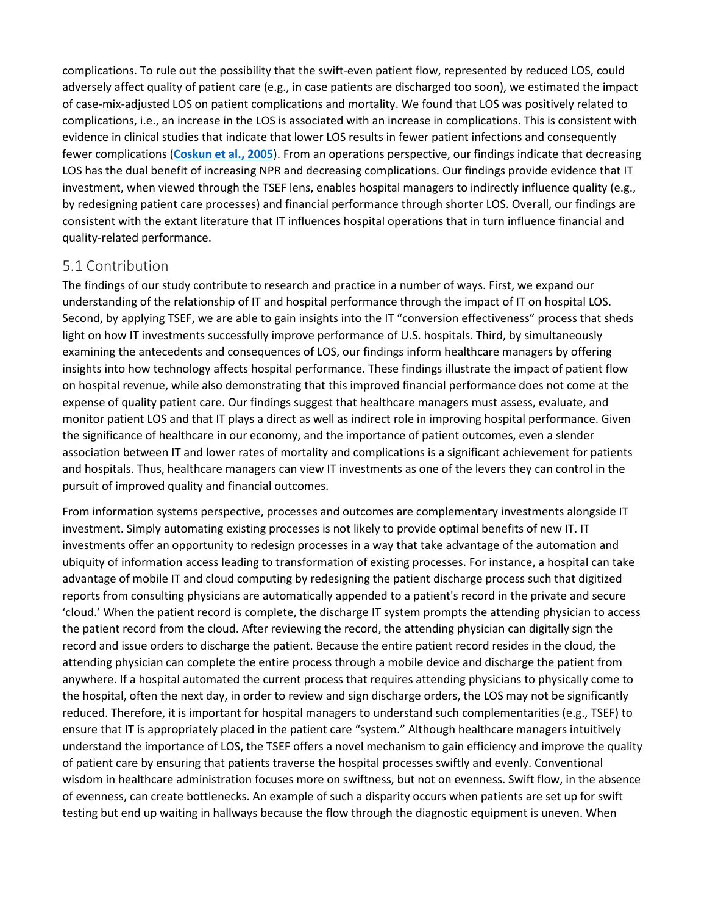complications. To rule out the possibility that the swift-even patient flow, represented by reduced LOS, could adversely affect quality of patient care (e.g., in case patients are discharged too soon), we estimated the impact of case-mix-adjusted LOS on patient complications and mortality. We found that LOS was positively related to complications, i.e., an increase in the LOS is associated with an increase in complications. This is consistent with evidence in clinical studies that indicate that lower LOS results in fewer patient infections and consequently fewer complications (**Coskun et al., 2005**). From an operations perspective, our findings indicate that decreasing LOS has the dual benefit of increasing NPR and decreasing complications. Our findings provide evidence that IT investment, when viewed through the TSEF lens, enables hospital managers to indirectly influence quality (e.g., by redesigning patient care processes) and financial performance through shorter LOS. Overall, our findings are consistent with the extant literature that IT influences hospital operations that in turn influence financial and quality-related performance.

## 5.1 Contribution

The findings of our study contribute to research and practice in a number of ways. First, we expand our understanding of the relationship of IT and hospital performance through the impact of IT on hospital LOS. Second, by applying TSEF, we are able to gain insights into the IT "conversion effectiveness" process that sheds light on how IT investments successfully improve performance of U.S. hospitals. Third, by simultaneously examining the antecedents and consequences of LOS, our findings inform healthcare managers by offering insights into how technology affects hospital performance. These findings illustrate the impact of patient flow on hospital revenue, while also demonstrating that this improved financial performance does not come at the expense of quality patient care. Our findings suggest that healthcare managers must assess, evaluate, and monitor patient LOS and that IT plays a direct as well as indirect role in improving hospital performance. Given the significance of healthcare in our economy, and the importance of patient outcomes, even a slender association between IT and lower rates of mortality and complications is a significant achievement for patients and hospitals. Thus, healthcare managers can view IT investments as one of the levers they can control in the pursuit of improved quality and financial outcomes.

From information systems perspective, processes and outcomes are complementary investments alongside IT investment. Simply automating existing processes is not likely to provide optimal benefits of new IT. IT investments offer an opportunity to redesign processes in a way that take advantage of the automation and ubiquity of information access leading to transformation of existing processes. For instance, a hospital can take advantage of mobile IT and cloud computing by redesigning the patient discharge process such that digitized reports from consulting physicians are automatically appended to a patient's record in the private and secure 'cloud.' When the patient record is complete, the discharge IT system prompts the attending physician to access the patient record from the cloud. After reviewing the record, the attending physician can digitally sign the record and issue orders to discharge the patient. Because the entire patient record resides in the cloud, the attending physician can complete the entire process through a mobile device and discharge the patient from anywhere. If a hospital automated the current process that requires attending physicians to physically come to the hospital, often the next day, in order to review and sign discharge orders, the LOS may not be significantly reduced. Therefore, it is important for hospital managers to understand such complementarities (e.g., TSEF) to ensure that IT is appropriately placed in the patient care "system." Although healthcare managers intuitively understand the importance of LOS, the TSEF offers a novel mechanism to gain efficiency and improve the quality of patient care by ensuring that patients traverse the hospital processes swiftly and evenly. Conventional wisdom in healthcare administration focuses more on swiftness, but not on evenness. Swift flow, in the absence of evenness, can create bottlenecks. An example of such a disparity occurs when patients are set up for swift testing but end up waiting in hallways because the flow through the diagnostic equipment is uneven. When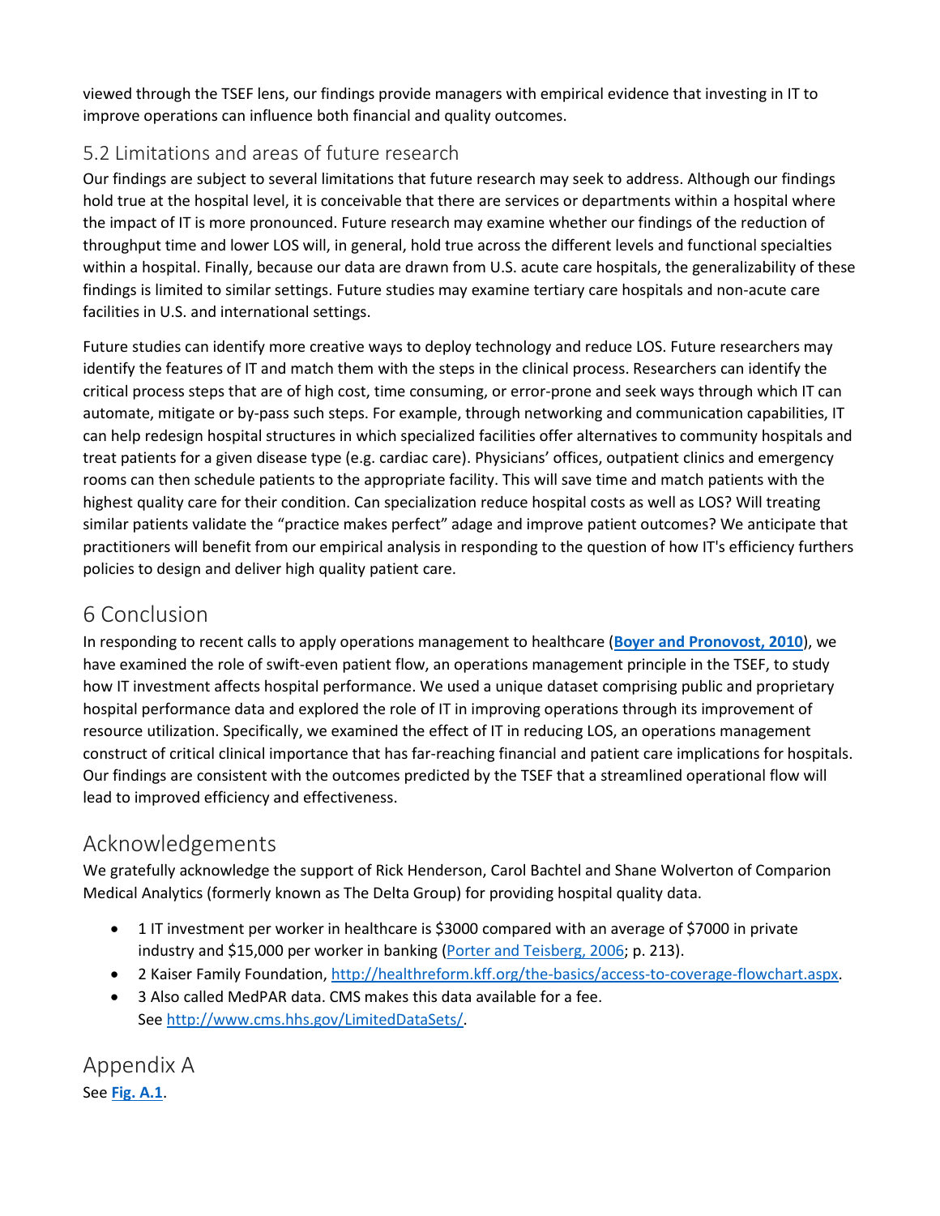viewed through the TSEF lens, our findings provide managers with empirical evidence that investing in IT to improve operations can influence both financial and quality outcomes.

### 5.2 Limitations and areas of future research

Our findings are subject to several limitations that future research may seek to address. Although our findings hold true at the hospital level, it is conceivable that there are services or departments within a hospital where the impact of IT is more pronounced. Future research may examine whether our findings of the reduction of throughput time and lower LOS will, in general, hold true across the different levels and functional specialties within a hospital. Finally, because our data are drawn from U.S. acute care hospitals, the generalizability of these findings is limited to similar settings. Future studies may examine tertiary care hospitals and non-acute care facilities in U.S. and international settings.

Future studies can identify more creative ways to deploy technology and reduce LOS. Future researchers may identify the features of IT and match them with the steps in the clinical process. Researchers can identify the critical process steps that are of high cost, time consuming, or error-prone and seek ways through which IT can automate, mitigate or by-pass such steps. For example, through networking and communication capabilities, IT can help redesign hospital structures in which specialized facilities offer alternatives to community hospitals and treat patients for a given disease type (e.g. cardiac care). Physicians' offices, outpatient clinics and emergency rooms can then schedule patients to the appropriate facility. This will save time and match patients with the highest quality care for their condition. Can specialization reduce hospital costs as well as LOS? Will treating similar patients validate the "practice makes perfect" adage and improve patient outcomes? We anticipate that practitioners will benefit from our empirical analysis in responding to the question of how IT's efficiency furthers policies to design and deliver high quality patient care.

## 6 Conclusion

In responding to recent calls to apply operations management to healthcare (**Boyer and Pronovost, 2010**), we have examined the role of swift-even patient flow, an operations management principle in the TSEF, to study how IT investment affects hospital performance. We used a unique dataset comprising public and proprietary hospital performance data and explored the role of IT in improving operations through its improvement of resource utilization. Specifically, we examined the effect of IT in reducing LOS, an operations management construct of critical clinical importance that has far-reaching financial and patient care implications for hospitals. Our findings are consistent with the outcomes predicted by the TSEF that a streamlined operational flow will lead to improved efficiency and effectiveness.

## Acknowledgements

We gratefully acknowledge the support of Rick Henderson, Carol Bachtel and Shane Wolverton of Comparion Medical Analytics (formerly known as The Delta Group) for providing hospital quality data.

- 1 IT investment per worker in healthcare is $3000 compared with an average of $7000 in private industry and $15,000 per worker in banking (Porter and Teisberg, 2006; p. 213).
- 2 Kaiser Family Foundation, http://healthreform.kff.org/the-basics/access-to-coverage-flowchart.aspx.
- 3 Also called MedPAR data. CMS makes this data available for a fee. See http://www.cms.hhs.gov/LimitedDataSets/.

## Appendix A

See **Fig. A.1**.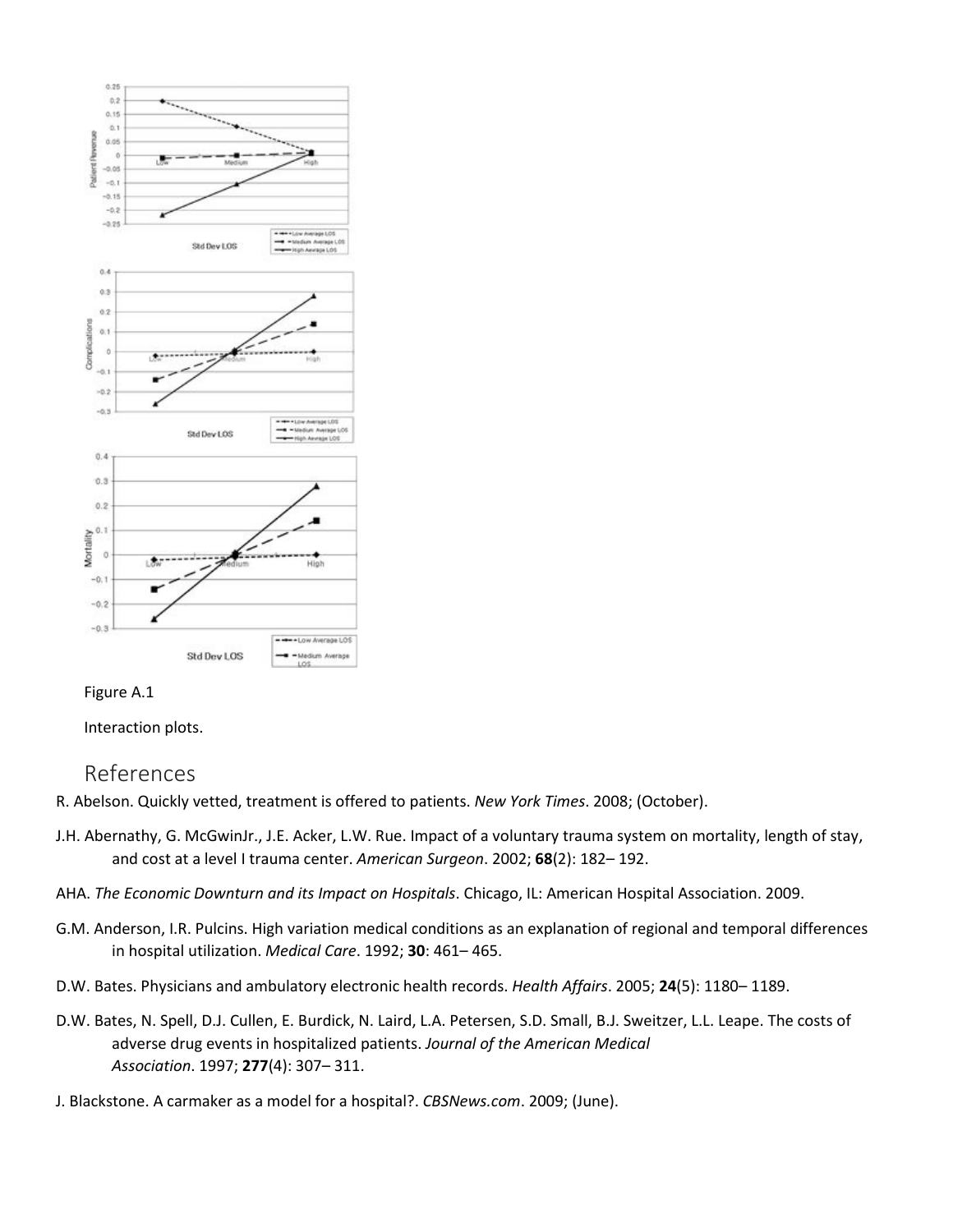Figure A.1

Interaction plots.

## References

R. Abelson. Quickly vetted, treatment is offered to patients. *New York Times*. 2008; (October).

J.H. Abernathy, G. McGwinJr., J.E. Acker, L.W. Rue. Impact of a voluntary trauma system on mortality, length of stay, and cost at a level I trauma center. *American Surgeon*. 2002; **68**(2): 182– 192.

AHA. *The Economic Downturn and its Impact on Hospitals*. Chicago, IL: American Hospital Association. 2009.

G.M. Anderson, I.R. Pulcins. High variation medical conditions as an explanation of regional and temporal differences in hospital utilization. *Medical Care*. 1992; **30**: 461– 465.

D.W. Bates. Physicians and ambulatory electronic health records. *Health Affairs*. 2005; **24**(5): 1180– 1189.

D.W. Bates, N. Spell, D.J. Cullen, E. Burdick, N. Laird, L.A. Petersen, S.D. Small, B.J. Sweitzer, L.L. Leape. The costs of adverse drug events in hospitalized patients. *Journal of the American Medical Association*. 1997; **277**(4): 307– 311.

J. Blackstone. A carmaker as a model for a hospital?. *CBSNews.com*. 2009; (June).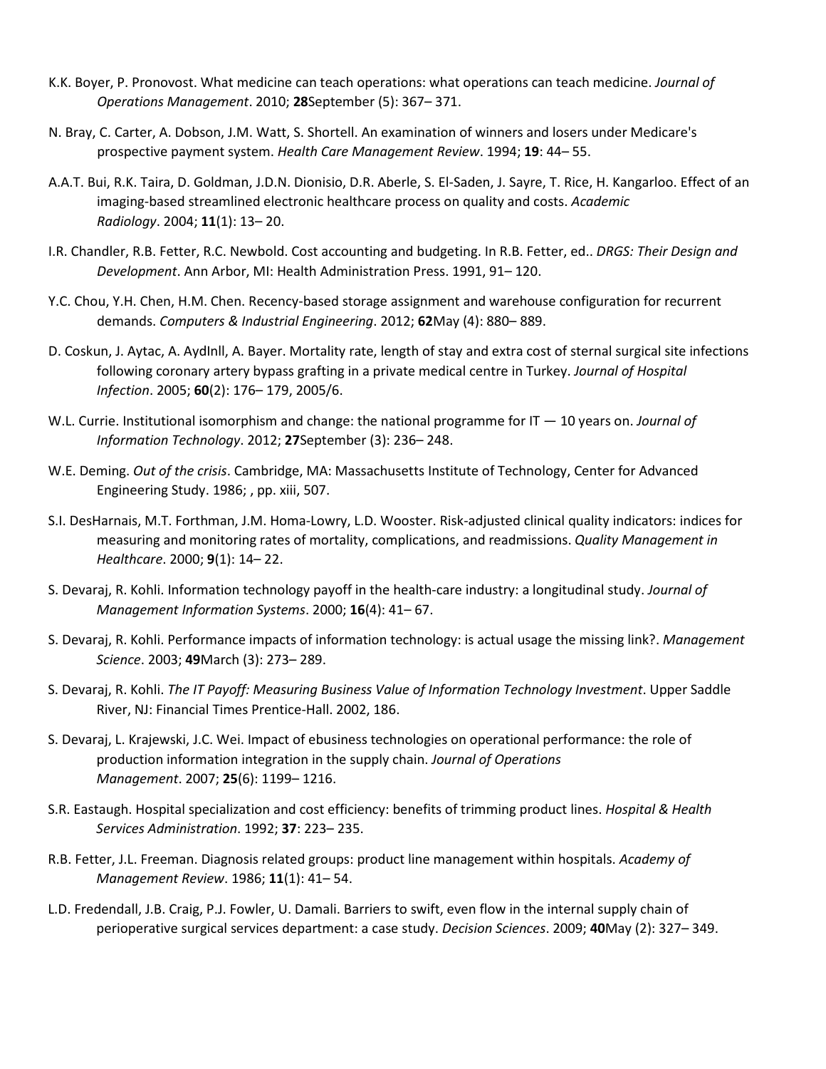K.K. Boyer, P. Pronovost. What medicine can teach operations: what operations can teach medicine. *Journal of Operations Management*. 2010; **28**September (5): 367– 371.

N. Bray, C. Carter, A. Dobson, J.M. Watt, S. Shortell. An examination of winners and losers under Medicare's prospective payment system. *Health Care Management Review*. 1994; **19**: 44– 55.

A.A.T. Bui, R.K. Taira, D. Goldman, J.D.N. Dionisio, D.R. Aberle, S. El-Saden, J. Sayre, T. Rice, H. Kangarloo. Effect of an imaging-based streamlined electronic healthcare process on quality and costs. *Academic Radiology*. 2004; **11**(1): 13– 20.

I.R. Chandler, R.B. Fetter, R.C. Newbold. Cost accounting and budgeting. In R.B. Fetter, ed.. *DRGS: Their Design and Development*. Ann Arbor, MI: Health Administration Press. 1991, 91– 120.

Y.C. Chou, Y.H. Chen, H.M. Chen. Recency-based storage assignment and warehouse configuration for recurrent demands. *Computers & Industrial Engineering*. 2012; **62**May (4): 880– 889.

D. Coskun, J. Aytac, A. AydInll, A. Bayer. Mortality rate, length of stay and extra cost of sternal surgical site infections following coronary artery bypass grafting in a private medical centre in Turkey. *Journal of Hospital Infection*. 2005; **60**(2): 176– 179, 2005/6.

W.L. Currie. Institutional isomorphism and change: the national programme for IT — 10 years on. *Journal of Information Technology*. 2012; **27**September (3): 236– 248.

W.E. Deming. *Out of the crisis*. Cambridge, MA: Massachusetts Institute of Technology, Center for Advanced Engineering Study. 1986; , pp. xiii, 507.

S.I. DesHarnais, M.T. Forthman, J.M. Homa-Lowry, L.D. Wooster. Risk-adjusted clinical quality indicators: indices for measuring and monitoring rates of mortality, complications, and readmissions. *Quality Management in Healthcare*. 2000; **9**(1): 14– 22.

S. Devaraj, R. Kohli. Information technology payoff in the health-care industry: a longitudinal study. *Journal of Management Information Systems*. 2000; **16**(4): 41– 67.

S. Devaraj, R. Kohli. Performance impacts of information technology: is actual usage the missing link?. *Management Science*. 2003; **49**March (3): 273– 289.

S. Devaraj, R. Kohli. *The IT Payoff: Measuring Business Value of Information Technology Investment*. Upper Saddle River, NJ: Financial Times Prentice-Hall. 2002, 186.

S. Devaraj, L. Krajewski, J.C. Wei. Impact of ebusiness technologies on operational performance: the role of production information integration in the supply chain. *Journal of Operations Management*. 2007; **25**(6): 1199– 1216.

S.R. Eastaugh. Hospital specialization and cost efficiency: benefits of trimming product lines. *Hospital & Health Services Administration*. 1992; **37**: 223– 235.

R.B. Fetter, J.L. Freeman. Diagnosis related groups: product line management within hospitals. *Academy of Management Review*. 1986; **11**(1): 41– 54.

L.D. Fredendall, J.B. Craig, P.J. Fowler, U. Damali. Barriers to swift, even flow in the internal supply chain of perioperative surgical services department: a case study. *Decision Sciences*. 2009; **40**May (2): 327– 349.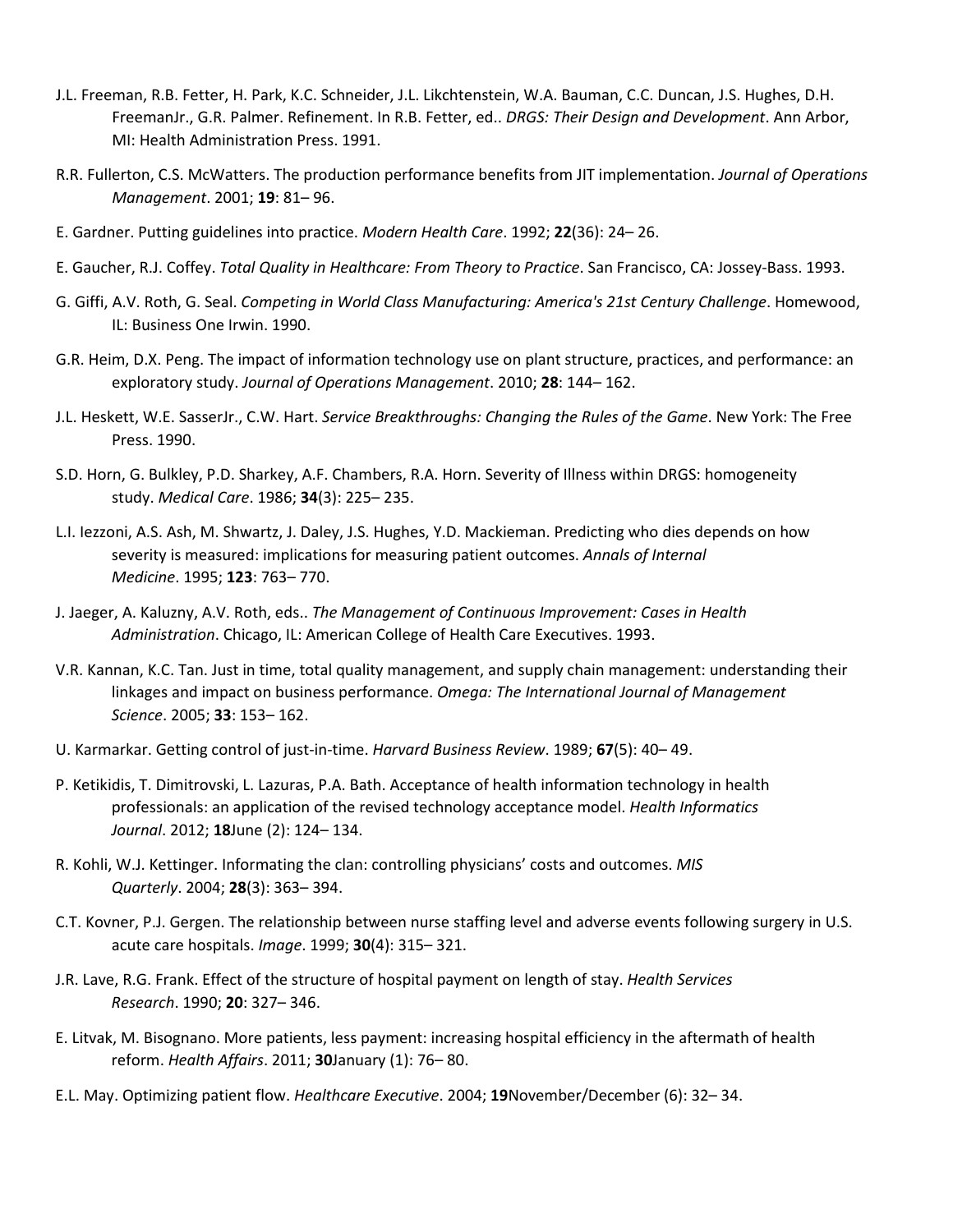J.L. Freeman, R.B. Fetter, H. Park, K.C. Schneider, J.L. Likchtenstein, W.A. Bauman, C.C. Duncan, J.S. Hughes, D.H. FreemanJr., G.R. Palmer. Refinement. In R.B. Fetter, ed.. *DRGS: Their Design and Development*. Ann Arbor, MI: Health Administration Press. 1991.

R.R. Fullerton, C.S. McWatters. The production performance benefits from JIT implementation. *Journal of Operations Management*. 2001; **19**: 81– 96.

E. Gardner. Putting guidelines into practice. *Modern Health Care*. 1992; **22**(36): 24– 26.

E. Gaucher, R.J. Coffey. *Total Quality in Healthcare: From Theory to Practice*. San Francisco, CA: Jossey-Bass. 1993.

G. Giffi, A.V. Roth, G. Seal. *Competing in World Class Manufacturing: America's 21st Century Challenge*. Homewood, IL: Business One Irwin. 1990.

G.R. Heim, D.X. Peng. The impact of information technology use on plant structure, practices, and performance: an exploratory study. *Journal of Operations Management*. 2010; **28**: 144– 162.

J.L. Heskett, W.E. SasserJr., C.W. Hart. *Service Breakthroughs: Changing the Rules of the Game*. New York: The Free Press. 1990.

S.D. Horn, G. Bulkley, P.D. Sharkey, A.F. Chambers, R.A. Horn. Severity of Illness within DRGS: homogeneity study. *Medical Care*. 1986; **34**(3): 225– 235.

L.I. Iezzoni, A.S. Ash, M. Shwartz, J. Daley, J.S. Hughes, Y.D. Mackieman. Predicting who dies depends on how severity is measured: implications for measuring patient outcomes. *Annals of Internal Medicine*. 1995; **123**: 763– 770.

J. Jaeger, A. Kaluzny, A.V. Roth, eds.. *The Management of Continuous Improvement: Cases in Health Administration*. Chicago, IL: American College of Health Care Executives. 1993.

V.R. Kannan, K.C. Tan. Just in time, total quality management, and supply chain management: understanding their linkages and impact on business performance. *Omega: The International Journal of Management Science*. 2005; **33**: 153– 162.

U. Karmarkar. Getting control of just-in-time. *Harvard Business Review*. 1989; **67**(5): 40– 49.

P. Ketikidis, T. Dimitrovski, L. Lazuras, P.A. Bath. Acceptance of health information technology in health professionals: an application of the revised technology acceptance model. *Health Informatics Journal*. 2012; **18**June (2): 124– 134.

R. Kohli, W.J. Kettinger. Informating the clan: controlling physicians' costs and outcomes. *MIS Quarterly*. 2004; **28**(3): 363– 394.

C.T. Kovner, P.J. Gergen. The relationship between nurse staffing level and adverse events following surgery in U.S. acute care hospitals. *Image*. 1999; **30**(4): 315– 321.

J.R. Lave, R.G. Frank. Effect of the structure of hospital payment on length of stay. *Health Services Research*. 1990; **20**: 327– 346.

E. Litvak, M. Bisognano. More patients, less payment: increasing hospital efficiency in the aftermath of health reform. *Health Affairs*. 2011; **30**January (1): 76– 80.

E.L. May. Optimizing patient flow. *Healthcare Executive*. 2004; **19**November/December (6): 32– 34.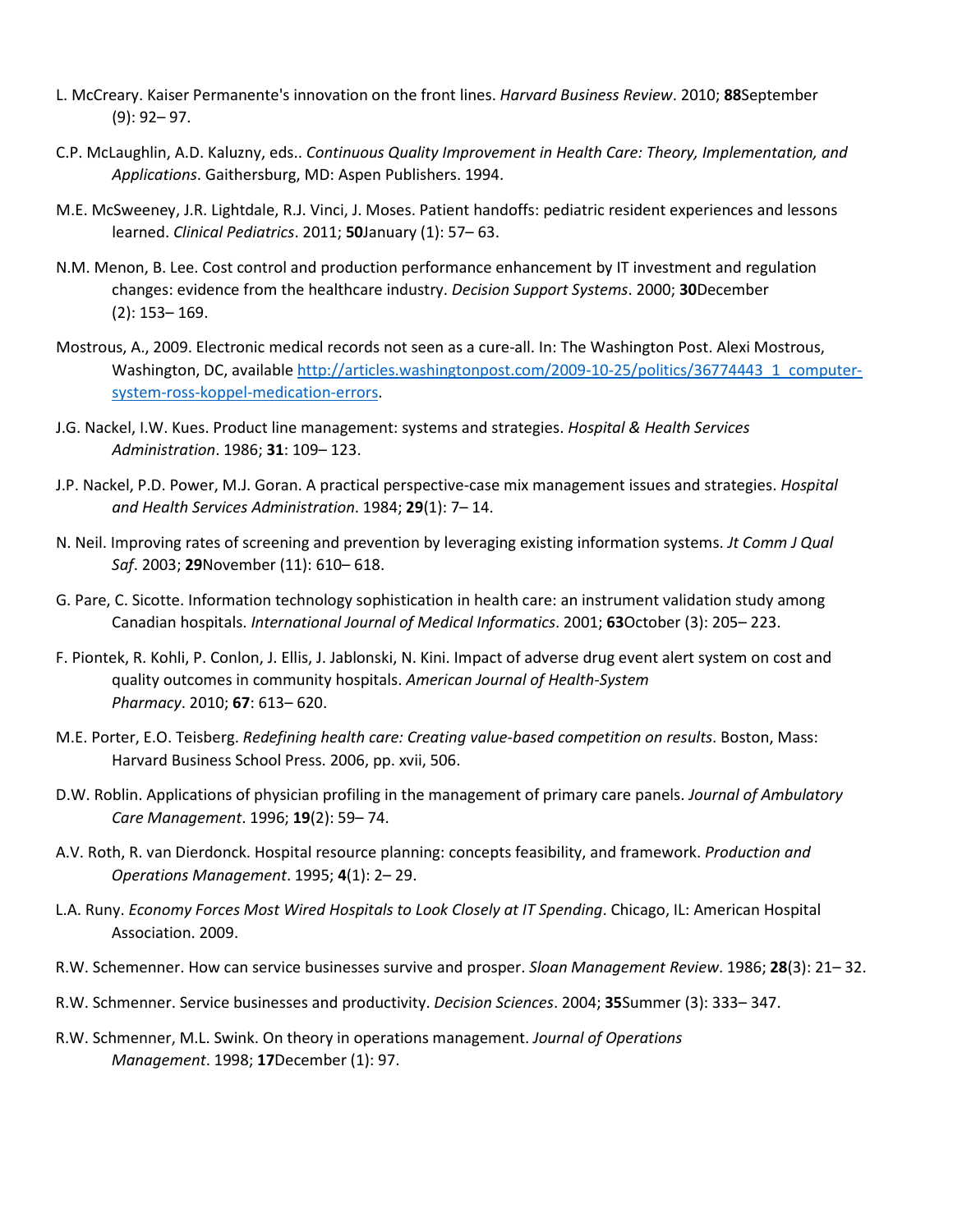L. McCreary. Kaiser Permanente's innovation on the front lines. *Harvard Business Review*. 2010; **88**September (9): 92– 97.

C.P. McLaughlin, A.D. Kaluzny, eds.. *Continuous Quality Improvement in Health Care: Theory, Implementation, and Applications*. Gaithersburg, MD: Aspen Publishers. 1994.

M.E. McSweeney, J.R. Lightdale, R.J. Vinci, J. Moses. Patient handoffs: pediatric resident experiences and lessons learned. *Clinical Pediatrics*. 2011; **50**January (1): 57– 63.

N.M. Menon, B. Lee. Cost control and production performance enhancement by IT investment and regulation changes: evidence from the healthcare industry. *Decision Support Systems*. 2000; **30**December (2): 153– 169.

Mostrous, A., 2009. Electronic medical records not seen as a cure-all. In: The Washington Post. Alexi Mostrous, Washington, DC, available [http://articles.washingtonpost.com/2009-10-25/politics/36774443_1_computer-system-ross-koppel-medication-errors](http://articles.washingtonpost.com/2009-10-25/politics/36774443_1_computer-system-ross-koppel-medication-errors).

J.G. Nackel, I.W. Kues. Product line management: systems and strategies. *Hospital & Health Services Administration*. 1986; **31**: 109– 123.

J.P. Nackel, P.D. Power, M.J. Goran. A practical perspective-case mix management issues and strategies. *Hospital and Health Services Administration*. 1984; **29**(1): 7– 14.

N. Neil. Improving rates of screening and prevention by leveraging existing information systems. *Jt Comm J Qual Saf*. 2003; **29**November (11): 610– 618.

G. Pare, C. Sicotte. Information technology sophistication in health care: an instrument validation study among Canadian hospitals. *International Journal of Medical Informatics*. 2001; **63**October (3): 205– 223.

F. Piontek, R. Kohli, P. Conlon, J. Ellis, J. Jablonski, N. Kini. Impact of adverse drug event alert system on cost and quality outcomes in community hospitals. *American Journal of Health-System Pharmacy*. 2010; **67**: 613– 620.

M.E. Porter, E.O. Teisberg. *Redefining health care: Creating value-based competition on results*. Boston, Mass: Harvard Business School Press. 2006, pp. xvii, 506.

D.W. Roblin. Applications of physician profiling in the management of primary care panels. *Journal of Ambulatory Care Management*. 1996; **19**(2): 59– 74.

A.V. Roth, R. van Dierdonck. Hospital resource planning: concepts feasibility, and framework. *Production and Operations Management*. 1995; **4**(1): 2– 29.

L.A. Runy. *Economy Forces Most Wired Hospitals to Look Closely at IT Spending*. Chicago, IL: American Hospital Association. 2009.

R.W. Schemenner. How can service businesses survive and prosper. *Sloan Management Review*. 1986; **28**(3): 21– 32.

R.W. Schmenner. Service businesses and productivity. *Decision Sciences*. 2004; **35**Summer (3): 333– 347.

R.W. Schmenner, M.L. Swink. On theory in operations management. *Journal of Operations Management*. 1998; **17**December (1): 97.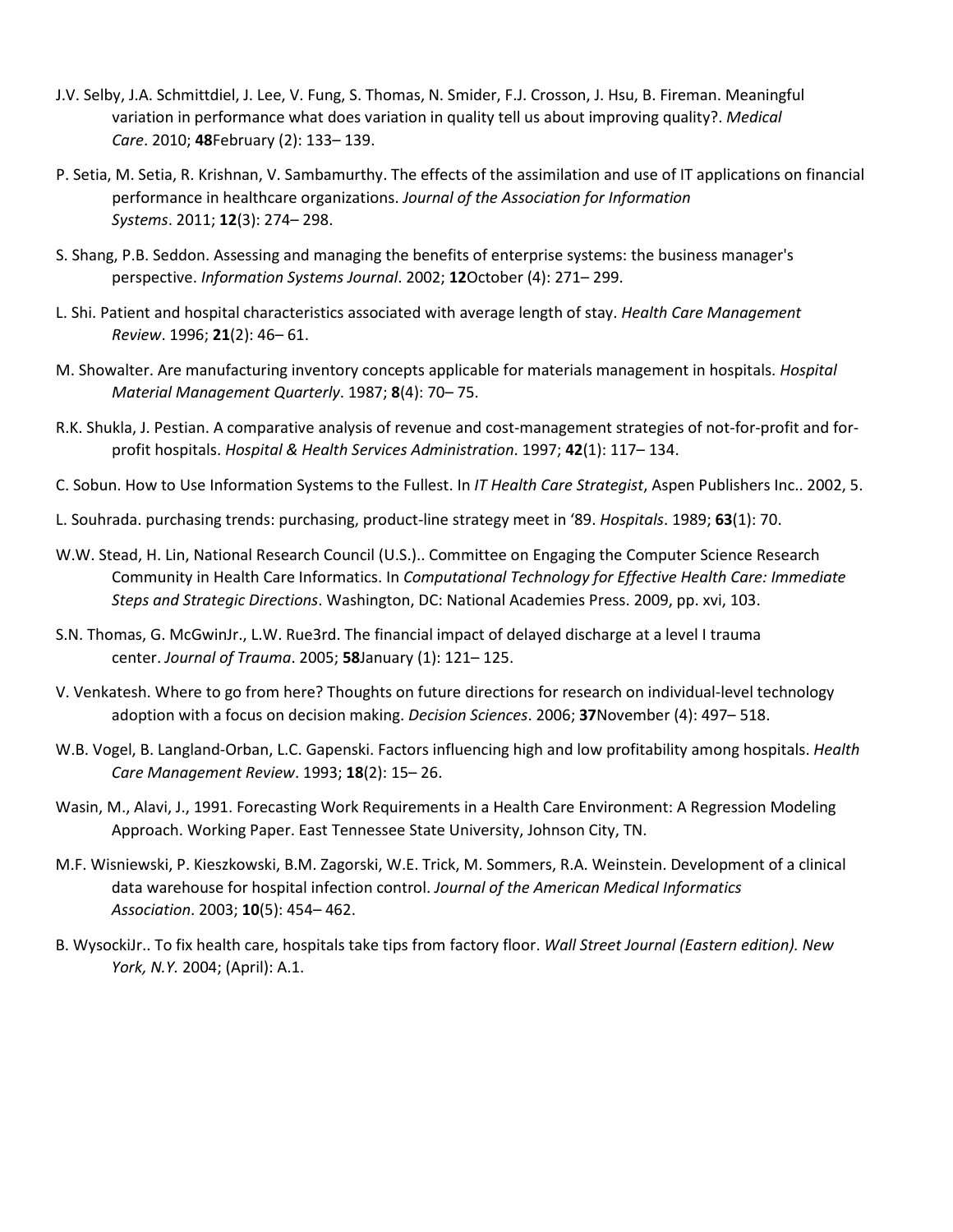J.V. Selby, J.A. Schmittdiel, J. Lee, V. Fung, S. Thomas, N. Smider, F.J. Crosson, J. Hsu, B. Fireman. Meaningful variation in performance what does variation in quality tell us about improving quality?. *Medical Care*. 2010; **48**February (2): 133– 139.

P. Setia, M. Setia, R. Krishnan, V. Sambamurthy. The effects of the assimilation and use of IT applications on financial performance in healthcare organizations. *Journal of the Association for Information Systems*. 2011; **12**(3): 274– 298.

S. Shang, P.B. Seddon. Assessing and managing the benefits of enterprise systems: the business manager's perspective. *Information Systems Journal*. 2002; **12**October (4): 271– 299.

L. Shi. Patient and hospital characteristics associated with average length of stay. *Health Care Management Review*. 1996; **21**(2): 46– 61.

M. Showalter. Are manufacturing inventory concepts applicable for materials management in hospitals. *Hospital Material Management Quarterly*. 1987; **8**(4): 70– 75.

R.K. Shukla, J. Pestian. A comparative analysis of revenue and cost-management strategies of not-for-profit and for-profit hospitals. *Hospital & Health Services Administration*. 1997; **42**(1): 117– 134.

C. Sobun. How to Use Information Systems to the Fullest. In *IT Health Care Strategist*, Aspen Publishers Inc.. 2002, 5.

L. Souhrada. purchasing trends: purchasing, product-line strategy meet in '89. *Hospitals*. 1989; **63**(1): 70.

W.W. Stead, H. Lin, National Research Council (U.S.).. Committee on Engaging the Computer Science Research Community in Health Care Informatics. In *Computational Technology for Effective Health Care: Immediate Steps and Strategic Directions*. Washington, DC: National Academies Press. 2009, pp. xvi, 103.

S.N. Thomas, G. McGwinJr., L.W. Rue3rd. The financial impact of delayed discharge at a level I trauma center. *Journal of Trauma*. 2005; **58**January (1): 121– 125.

V. Venkatesh. Where to go from here? Thoughts on future directions for research on individual-level technology adoption with a focus on decision making. *Decision Sciences*. 2006; **37**November (4): 497– 518.

W.B. Vogel, B. Langland-Orban, L.C. Gapenski. Factors influencing high and low profitability among hospitals. *Health Care Management Review*. 1993; **18**(2): 15– 26.

Wasin, M., Alavi, J., 1991. Forecasting Work Requirements in a Health Care Environment: A Regression Modeling Approach. Working Paper. East Tennessee State University, Johnson City, TN.

M.F. Wisniewski, P. Kieszkowski, B.M. Zagorski, W.E. Trick, M. Sommers, R.A. Weinstein. Development of a clinical data warehouse for hospital infection control. *Journal of the American Medical Informatics Association*. 2003; **10**(5): 454– 462.

B. WysockiJr.. To fix health care, hospitals take tips from factory floor. *Wall Street Journal (Eastern edition). New York, N.Y.* 2004; (April): A.1.